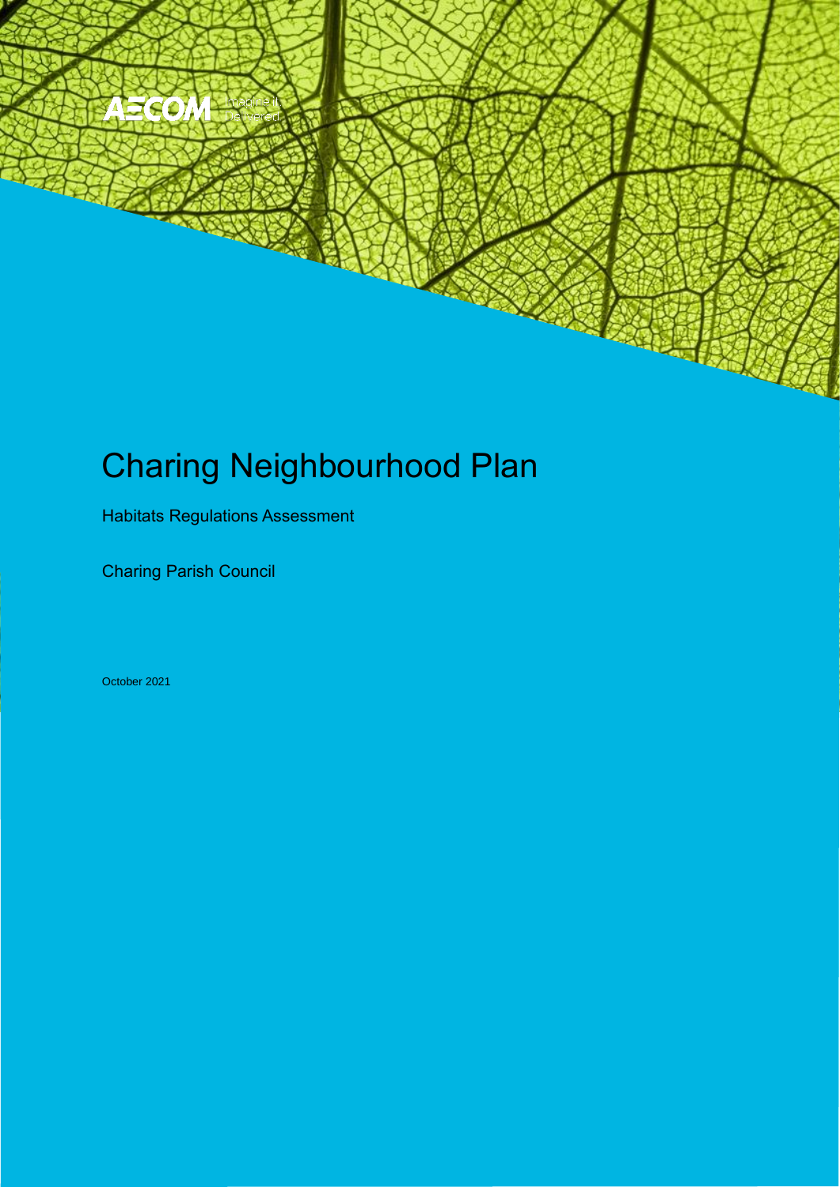AECOM Imagine it. Delivered

# Charing Neighbourhood Plan

Habitats Regulations Assessment

Charing Parish Council

October 2021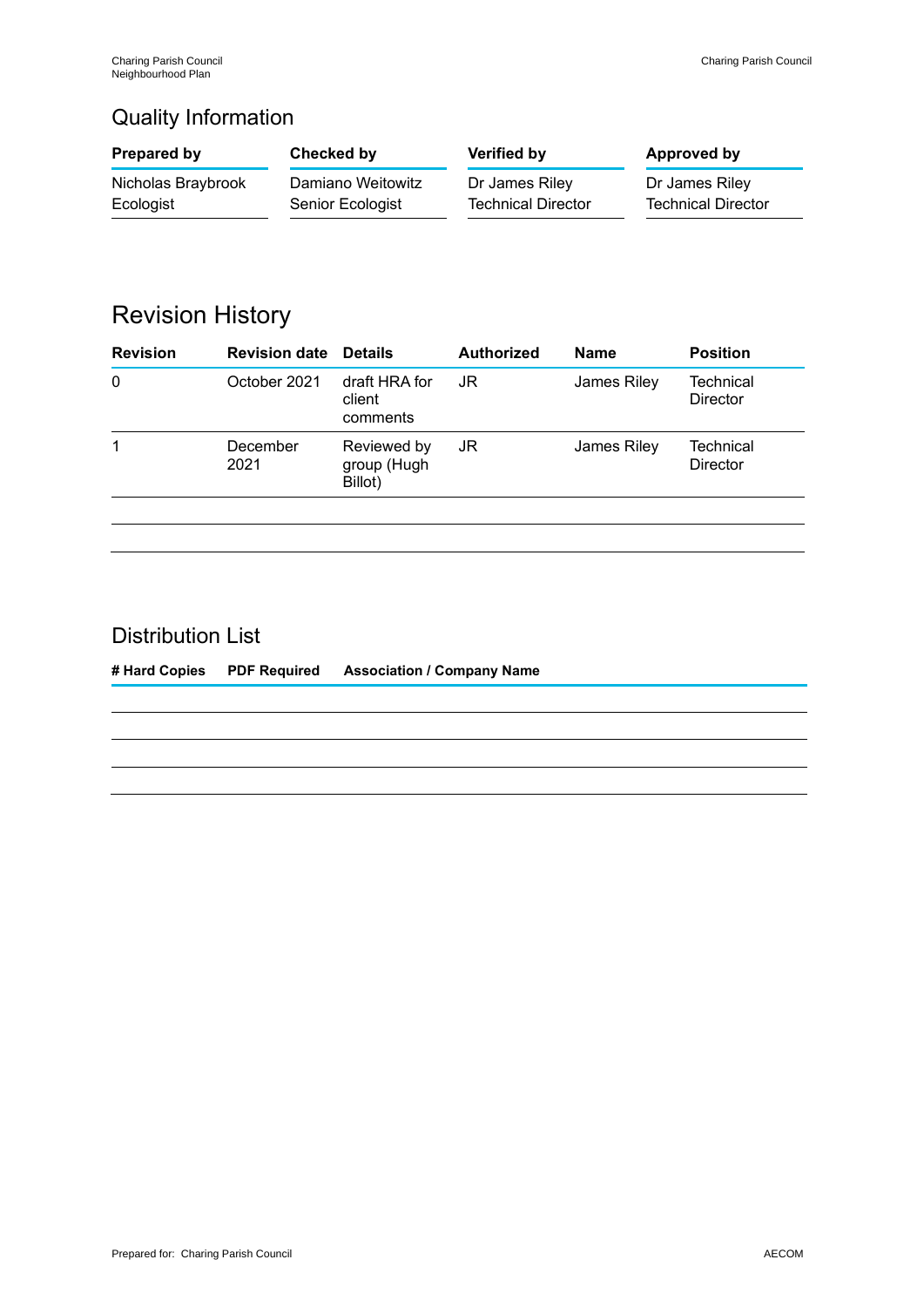## Quality Information

| Prepared by | Checked by | Verified by | Approved by |
|---|---|---|---|
| Nicholas Braybrook<br>Ecologist | Damiano Weitowitz<br>Senior Ecologist | Dr James Riley<br>Technical Director | Dr James Riley<br>Technical Director |

## Revision History

| Revision | Revision date | Details | Authorized | Name | Position |
|---|---|---|---|---|---|
| 0 | October 2021 | draft HRA for client comments | JR | James Riley | Technical Director |
| 1 | December 2021 | Reviewed by group (Hugh Billot) | JR | James Riley | Technical Director |
| | | | | | |
| | | | | | |

## Distribution List

| # Hard Copies | PDF Required | Association / Company Name |
|---|---|---|
| | | |
| | | |
| | | |
| | | |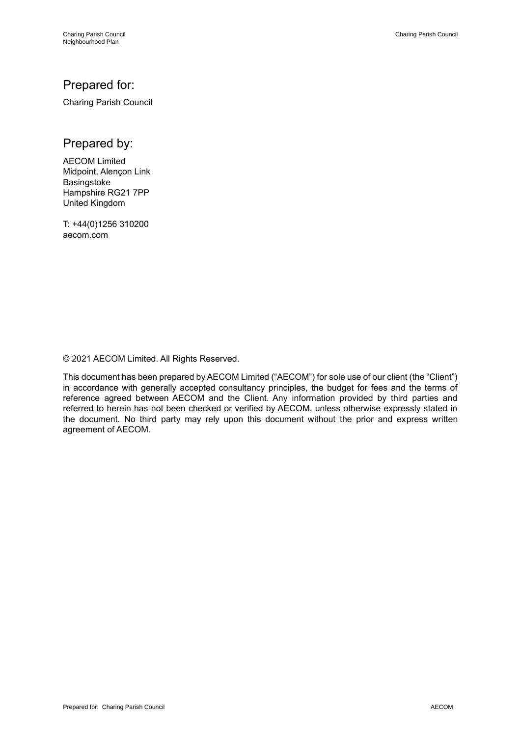## Prepared for:

Charing Parish Council

## Prepared by:

AECOM Limited
Midpoint, Alençon Link
Basingstoke
Hampshire RG21 7PP
United Kingdom

T: +44(0)1256 310200
aecom.com

© 2021 AECOM Limited. All Rights Reserved.

This document has been prepared by AECOM Limited ("AECOM") for sole use of our client (the "Client") in accordance with generally accepted consultancy principles, the budget for fees and the terms of reference agreed between AECOM and the Client. Any information provided by third parties and referred to herein has not been checked or verified by AECOM, unless otherwise expressly stated in the document. No third party may rely upon this document without the prior and express written agreement of AECOM.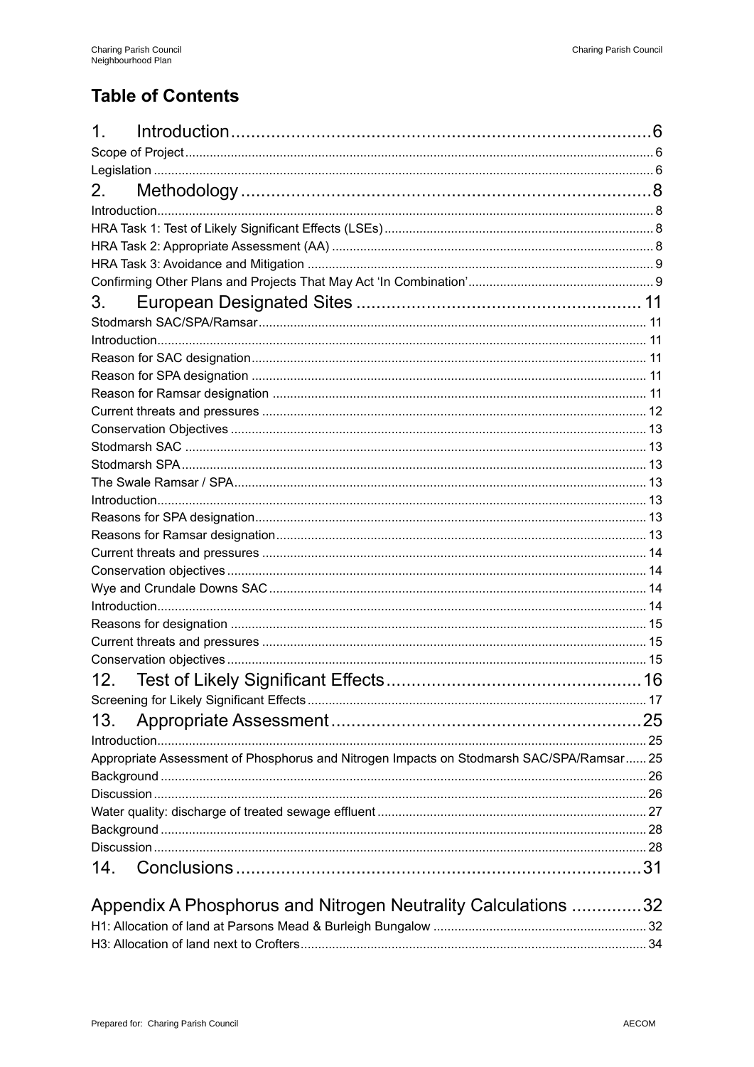# Table of Contents

1. Introduction ........................................................................................ 6

Scope of Project ........................................................................................ 6

Legislation ........................................................................................ 6

2. Methodology ........................................................................................ 8

Introduction ........................................................................................ 8

HRA Task 1: Test of Likely Significant Effects (LSEs) ........................................................................................ 8

HRA Task 2: Appropriate Assessment (AA) ........................................................................................ 8

HRA Task 3: Avoidance and Mitigation ........................................................................................ 9

Confirming Other Plans and Projects That May Act 'In Combination' ........................................................................................ 9

3. European Designated Sites ........................................................................................ 11

Stodmarsh SAC/SPA/Ramsar ........................................................................................ 11

Introduction ........................................................................................ 11

Reason for SAC designation ........................................................................................ 11

Reason for SPA designation ........................................................................................ 11

Reason for Ramsar designation ........................................................................................ 11

Current threats and pressures ........................................................................................ 12

Conservation Objectives ........................................................................................ 13

Stodmarsh SAC ........................................................................................ 13

Stodmarsh SPA ........................................................................................ 13

The Swale Ramsar / SPA ........................................................................................ 13

Introduction ........................................................................................ 13

Reasons for SPA designation ........................................................................................ 13

Reasons for Ramsar designation ........................................................................................ 13

Current threats and pressures ........................................................................................ 14

Conservation objectives ........................................................................................ 14

Wye and Crundale Downs SAC ........................................................................................ 14

Introduction ........................................................................................ 14

Reasons for designation ........................................................................................ 15

Current threats and pressures ........................................................................................ 15

Conservation objectives ........................................................................................ 15

12. Test of Likely Significant Effects ........................................................................................ 16

Screening for Likely Significant Effects ........................................................................................ 17

13. Appropriate Assessment ........................................................................................ 25

Introduction ........................................................................................ 25

Appropriate Assessment of Phosphorus and Nitrogen Impacts on Stodmarsh SAC/SPA/Ramsar ........................................................................................ 25

Background ........................................................................................ 26

Discussion ........................................................................................ 26

Water quality: discharge of treated sewage effluent ........................................................................................ 27

Background ........................................................................................ 28

Discussion ........................................................................................ 28

14. Conclusions ........................................................................................ 31

Appendix A Phosphorus and Nitrogen Neutrality Calculations ........................................................................................ 32

H1: Allocation of land at Parsons Mead & Burleigh Bungalow ........................................................................................ 32

H3: Allocation of land next to Crofters ........................................................................................ 34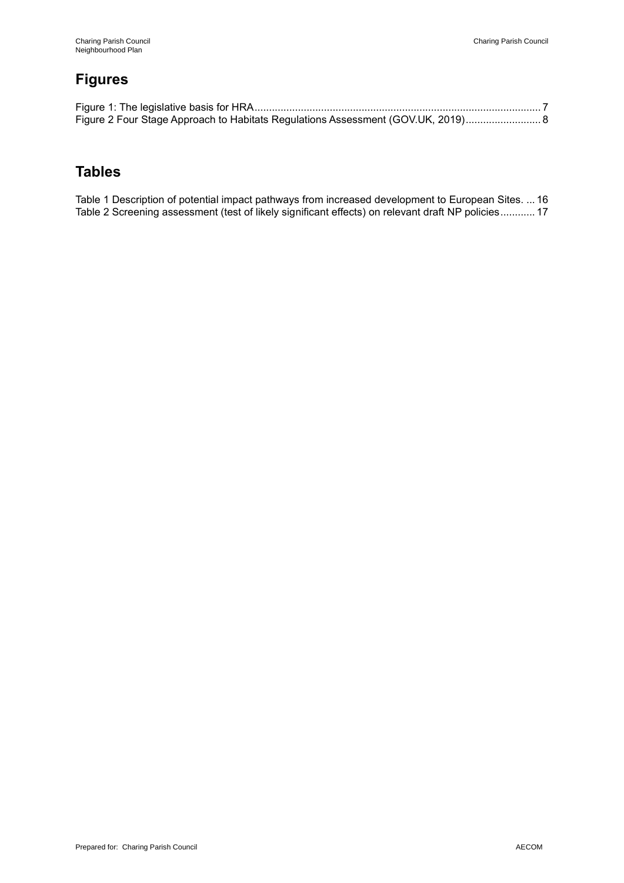## Figures

Figure 1: The legislative basis for HRA .......................................................................................... 7
Figure 2 Four Stage Approach to Habitats Regulations Assessment (GOV.UK, 2019) .......................... 8

## Tables

Table 1 Description of potential impact pathways from increased development to European Sites. ... 16
Table 2 Screening assessment (test of likely significant effects) on relevant draft NP policies ............ 17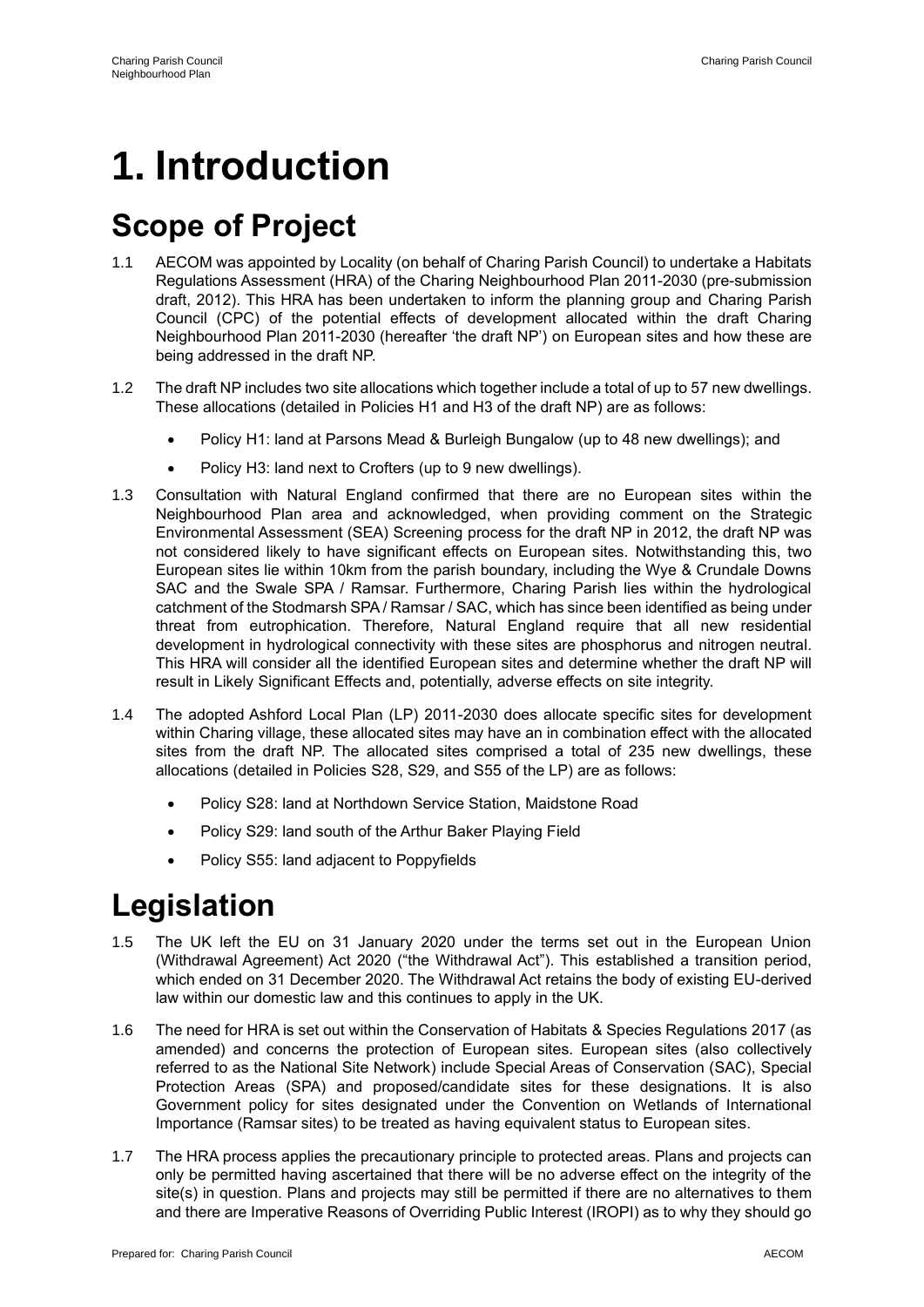# 1. Introduction

## Scope of Project

1.1 AECOM was appointed by Locality (on behalf of Charing Parish Council) to undertake a Habitats Regulations Assessment (HRA) of the Charing Neighbourhood Plan 2011-2030 (pre-submission draft, 2012). This HRA has been undertaken to inform the planning group and Charing Parish Council (CPC) of the potential effects of development allocated within the draft Charing Neighbourhood Plan 2011-2030 (hereafter 'the draft NP') on European sites and how these are being addressed in the draft NP.

1.2 The draft NP includes two site allocations which together include a total of up to 57 new dwellings. These allocations (detailed in Policies H1 and H3 of the draft NP) are as follows:

- Policy H1: land at Parsons Mead & Burleigh Bungalow (up to 48 new dwellings); and
- Policy H3: land next to Crofters (up to 9 new dwellings).

1.3 Consultation with Natural England confirmed that there are no European sites within the Neighbourhood Plan area and acknowledged, when providing comment on the Strategic Environmental Assessment (SEA) Screening process for the draft NP in 2012, the draft NP was not considered likely to have significant effects on European sites. Notwithstanding this, two European sites lie within 10km from the parish boundary, including the Wye & Crundale Downs SAC and the Swale SPA / Ramsar. Furthermore, Charing Parish lies within the hydrological catchment of the Stodmarsh SPA / Ramsar / SAC, which has since been identified as being under threat from eutrophication. Therefore, Natural England require that all new residential development in hydrological connectivity with these sites are phosphorus and nitrogen neutral. This HRA will consider all the identified European sites and determine whether the draft NP will result in Likely Significant Effects and, potentially, adverse effects on site integrity.

1.4 The adopted Ashford Local Plan (LP) 2011-2030 does allocate specific sites for development within Charing village, these allocated sites may have an in combination effect with the allocated sites from the draft NP. The allocated sites comprised a total of 235 new dwellings, these allocations (detailed in Policies S28, S29, and S55 of the LP) are as follows:

- Policy S28: land at Northdown Service Station, Maidstone Road
- Policy S29: land south of the Arthur Baker Playing Field
- Policy S55: land adjacent to Poppyfields

## Legislation

1.5 The UK left the EU on 31 January 2020 under the terms set out in the European Union (Withdrawal Agreement) Act 2020 ("the Withdrawal Act"). This established a transition period, which ended on 31 December 2020. The Withdrawal Act retains the body of existing EU-derived law within our domestic law and this continues to apply in the UK.

1.6 The need for HRA is set out within the Conservation of Habitats & Species Regulations 2017 (as amended) and concerns the protection of European sites. European sites (also collectively referred to as the National Site Network) include Special Areas of Conservation (SAC), Special Protection Areas (SPA) and proposed/candidate sites for these designations. It is also Government policy for sites designated under the Convention on Wetlands of International Importance (Ramsar sites) to be treated as having equivalent status to European sites.

1.7 The HRA process applies the precautionary principle to protected areas. Plans and projects can only be permitted having ascertained that there will be no adverse effect on the integrity of the site(s) in question. Plans and projects may still be permitted if there are no alternatives to them and there are Imperative Reasons of Overriding Public Interest (IROPI) as to why they should go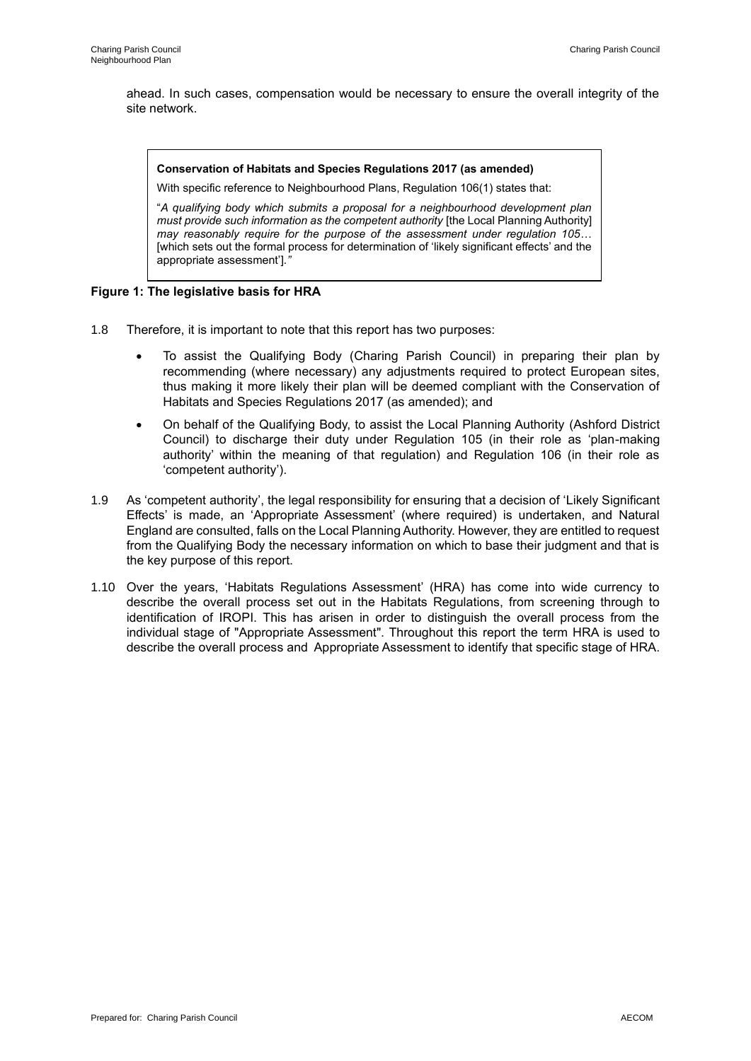ahead. In such cases, compensation would be necessary to ensure the overall integrity of the site network.

> **Conservation of Habitats and Species Regulations 2017 (as amended)**
>
> With specific reference to Neighbourhood Plans, Regulation 106(1) states that:
>
> "*A qualifying body which submits a proposal for a neighbourhood development plan must provide such information as the competent authority* [the Local Planning Authority] *may reasonably require for the purpose of the assessment under regulation 105…* [which sets out the formal process for determination of 'likely significant effects' and the appropriate assessment']."

**Figure 1: The legislative basis for HRA**

1.8 Therefore, it is important to note that this report has two purposes:

- To assist the Qualifying Body (Charing Parish Council) in preparing their plan by recommending (where necessary) any adjustments required to protect European sites, thus making it more likely their plan will be deemed compliant with the Conservation of Habitats and Species Regulations 2017 (as amended); and
- On behalf of the Qualifying Body, to assist the Local Planning Authority (Ashford District Council) to discharge their duty under Regulation 105 (in their role as 'plan-making authority' within the meaning of that regulation) and Regulation 106 (in their role as 'competent authority').

1.9 As 'competent authority', the legal responsibility for ensuring that a decision of 'Likely Significant Effects' is made, an 'Appropriate Assessment' (where required) is undertaken, and Natural England are consulted, falls on the Local Planning Authority. However, they are entitled to request from the Qualifying Body the necessary information on which to base their judgment and that is the key purpose of this report.

1.10 Over the years, 'Habitats Regulations Assessment' (HRA) has come into wide currency to describe the overall process set out in the Habitats Regulations, from screening through to identification of IROPI. This has arisen in order to distinguish the overall process from the individual stage of "Appropriate Assessment". Throughout this report the term HRA is used to describe the overall process and Appropriate Assessment to identify that specific stage of HRA.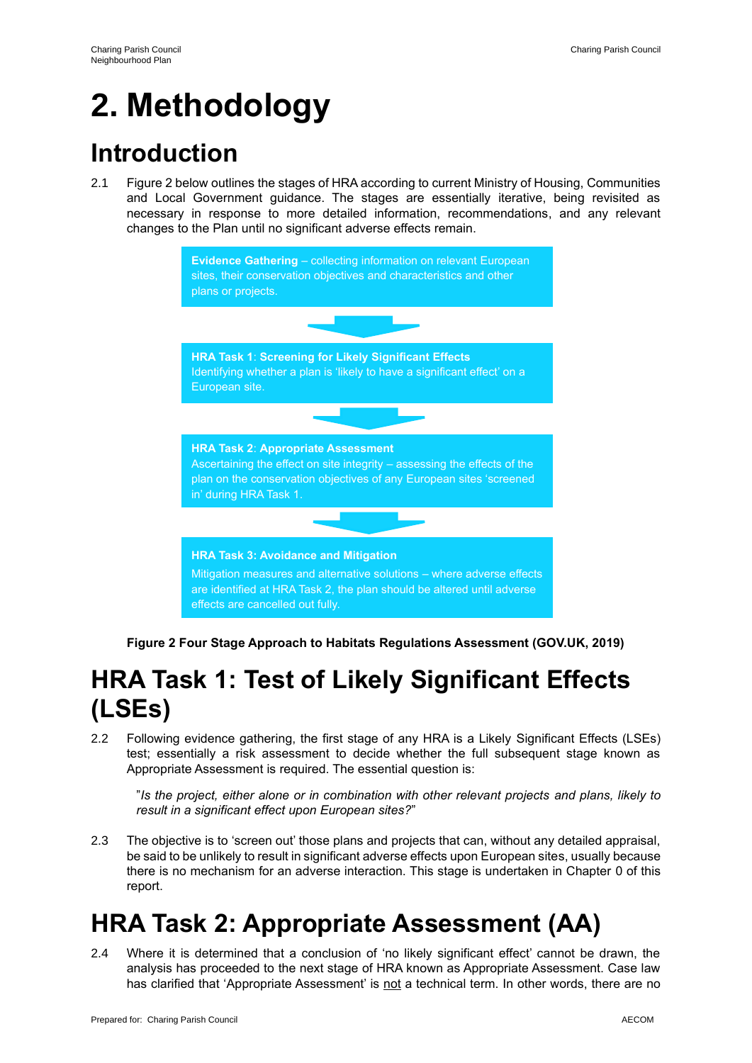# 2. Methodology

## Introduction

2.1 Figure 2 below outlines the stages of HRA according to current Ministry of Housing, Communities and Local Government guidance. The stages are essentially iterative, being revisited as necessary in response to more detailed information, recommendations, and any relevant changes to the Plan until no significant adverse effects remain.

**Evidence Gathering** – collecting information on relevant European sites, their conservation objectives and characteristics and other plans or projects.

↓

**HRA Task 1**: **Screening for Likely Significant Effects**
Identifying whether a plan is 'likely to have a significant effect' on a European site.

↓

**HRA Task 2**: **Appropriate Assessment**
Ascertaining the effect on site integrity – assessing the effects of the plan on the conservation objectives of any European sites 'screened in' during HRA Task 1.

↓

**HRA Task 3: Avoidance and Mitigation**
Mitigation measures and alternative solutions – where adverse effects are identified at HRA Task 2, the plan should be altered until adverse effects are cancelled out fully.

**Figure 2 Four Stage Approach to Habitats Regulations Assessment (GOV.UK, 2019)**

## HRA Task 1: Test of Likely Significant Effects (LSEs)

2.2 Following evidence gathering, the first stage of any HRA is a Likely Significant Effects (LSEs) test; essentially a risk assessment to decide whether the full subsequent stage known as Appropriate Assessment is required. The essential question is:

> "*Is the project, either alone or in combination with other relevant projects and plans, likely to result in a significant effect upon European sites?*"

2.3 The objective is to 'screen out' those plans and projects that can, without any detailed appraisal, be said to be unlikely to result in significant adverse effects upon European sites, usually because there is no mechanism for an adverse interaction. This stage is undertaken in Chapter 0 of this report.

## HRA Task 2: Appropriate Assessment (AA)

2.4 Where it is determined that a conclusion of 'no likely significant effect' cannot be drawn, the analysis has proceeded to the next stage of HRA known as Appropriate Assessment. Case law has clarified that 'Appropriate Assessment' is <u>not</u> a technical term. In other words, there are no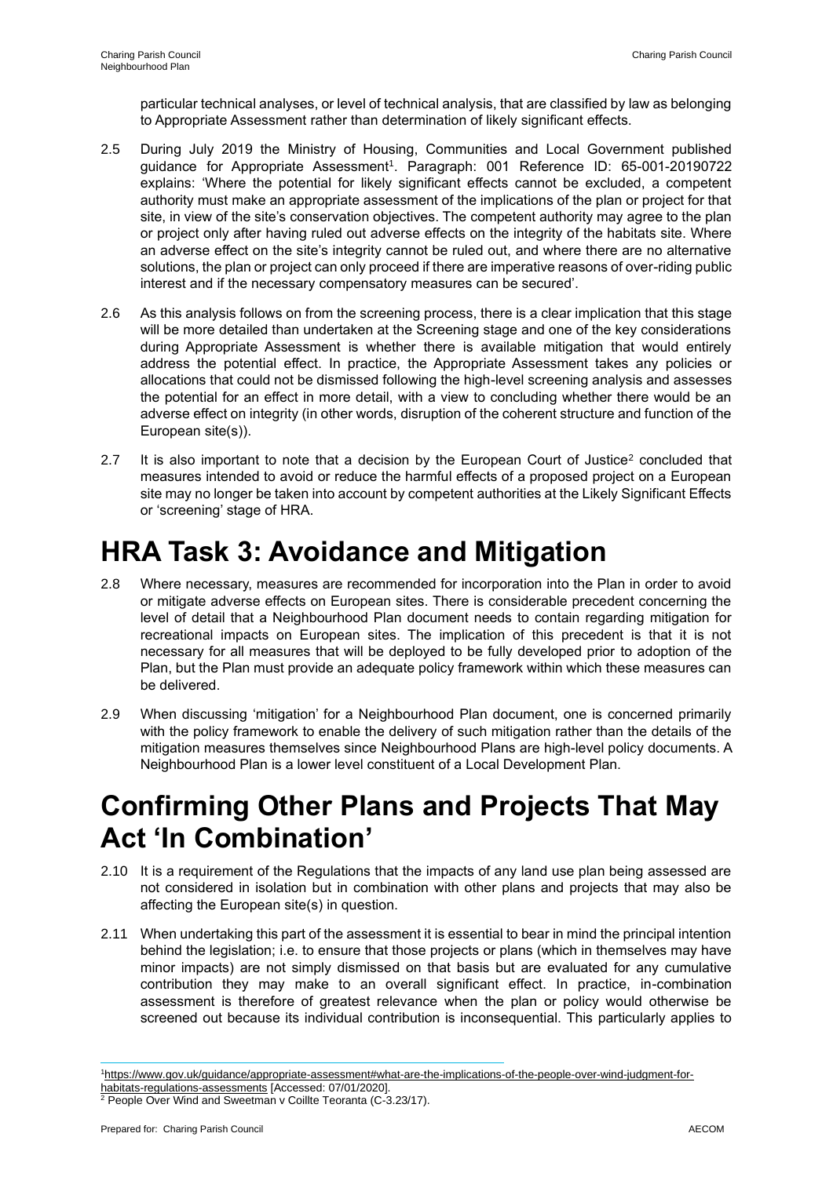particular technical analyses, or level of technical analysis, that are classified by law as belonging to Appropriate Assessment rather than determination of likely significant effects.

2.5 During July 2019 the Ministry of Housing, Communities and Local Government published guidance for Appropriate Assessment[1]. Paragraph: 001 Reference ID: 65-001-20190722 explains: 'Where the potential for likely significant effects cannot be excluded, a competent authority must make an appropriate assessment of the implications of the plan or project for that site, in view of the site's conservation objectives. The competent authority may agree to the plan or project only after having ruled out adverse effects on the integrity of the habitats site. Where an adverse effect on the site's integrity cannot be ruled out, and where there are no alternative solutions, the plan or project can only proceed if there are imperative reasons of over-riding public interest and if the necessary compensatory measures can be secured'.

2.6 As this analysis follows on from the screening process, there is a clear implication that this stage will be more detailed than undertaken at the Screening stage and one of the key considerations during Appropriate Assessment is whether there is available mitigation that would entirely address the potential effect. In practice, the Appropriate Assessment takes any policies or allocations that could not be dismissed following the high-level screening analysis and assesses the potential for an effect in more detail, with a view to concluding whether there would be an adverse effect on integrity (in other words, disruption of the coherent structure and function of the European site(s)).

2.7 It is also important to note that a decision by the European Court of Justice[2] concluded that measures intended to avoid or reduce the harmful effects of a proposed project on a European site may no longer be taken into account by competent authorities at the Likely Significant Effects or 'screening' stage of HRA.

# HRA Task 3: Avoidance and Mitigation

2.8 Where necessary, measures are recommended for incorporation into the Plan in order to avoid or mitigate adverse effects on European sites. There is considerable precedent concerning the level of detail that a Neighbourhood Plan document needs to contain regarding mitigation for recreational impacts on European sites. The implication of this precedent is that it is not necessary for all measures that will be deployed to be fully developed prior to adoption of the Plan, but the Plan must provide an adequate policy framework within which these measures can be delivered.

2.9 When discussing 'mitigation' for a Neighbourhood Plan document, one is concerned primarily with the policy framework to enable the delivery of such mitigation rather than the details of the mitigation measures themselves since Neighbourhood Plans are high-level policy documents. A Neighbourhood Plan is a lower level constituent of a Local Development Plan.

# Confirming Other Plans and Projects That May Act 'In Combination'

2.10 It is a requirement of the Regulations that the impacts of any land use plan being assessed are not considered in isolation but in combination with other plans and projects that may also be affecting the European site(s) in question.

2.11 When undertaking this part of the assessment it is essential to bear in mind the principal intention behind the legislation; i.e. to ensure that those projects or plans (which in themselves may have minor impacts) are not simply dismissed on that basis but are evaluated for any cumulative contribution they may make to an overall significant effect. In practice, in-combination assessment is therefore of greatest relevance when the plan or policy would otherwise be screened out because its individual contribution is inconsequential. This particularly applies to

---

[1] https://www.gov.uk/guidance/appropriate-assessment#what-are-the-implications-of-the-people-over-wind-judgment-for-habitats-regulations-assessments [Accessed: 07/01/2020].

[2] People Over Wind and Sweetman v Coillte Teoranta (C-3.23/17).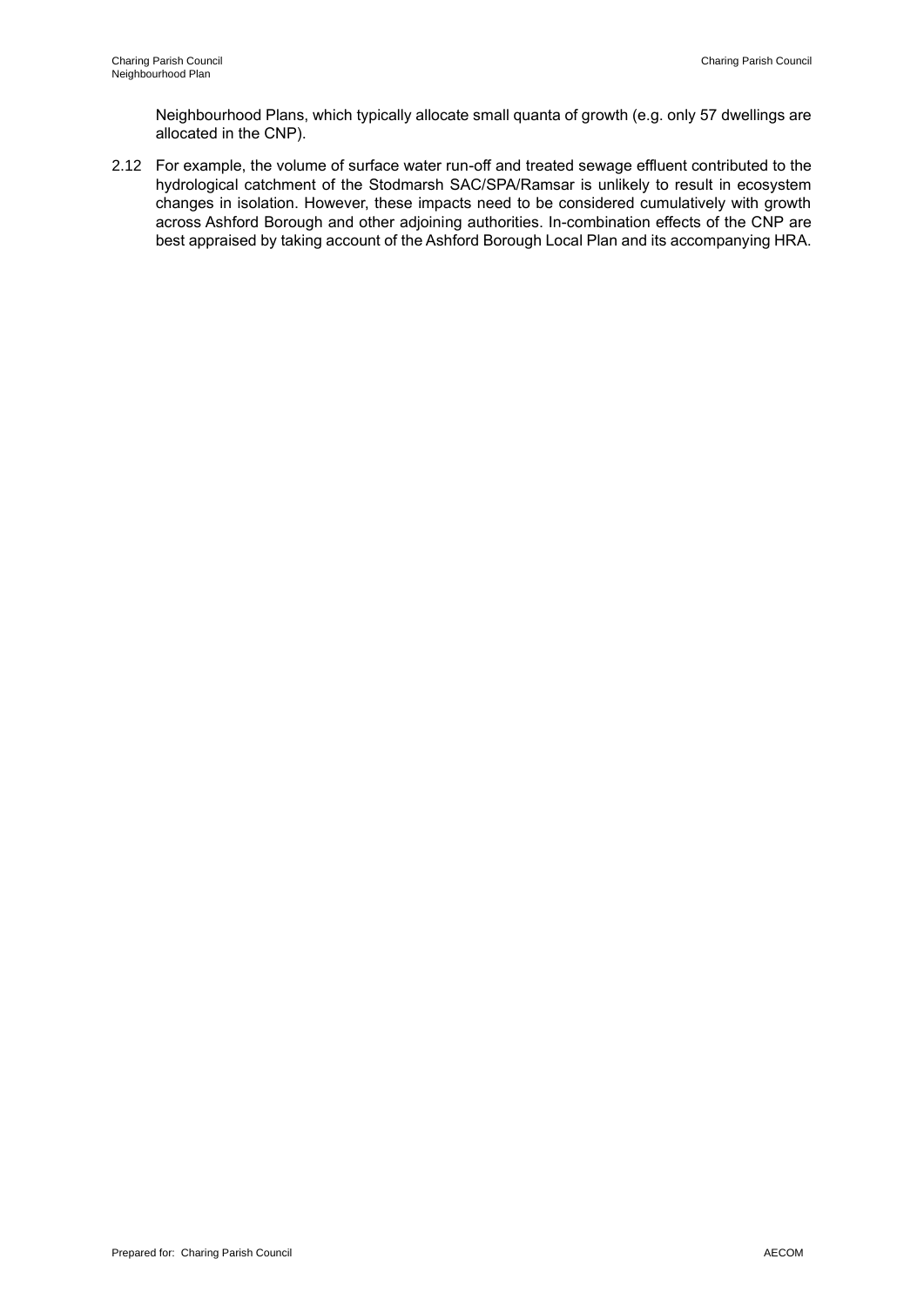Neighbourhood Plans, which typically allocate small quanta of growth (e.g. only 57 dwellings are allocated in the CNP).

2.12 For example, the volume of surface water run-off and treated sewage effluent contributed to the hydrological catchment of the Stodmarsh SAC/SPA/Ramsar is unlikely to result in ecosystem changes in isolation. However, these impacts need to be considered cumulatively with growth across Ashford Borough and other adjoining authorities. In-combination effects of the CNP are best appraised by taking account of the Ashford Borough Local Plan and its accompanying HRA.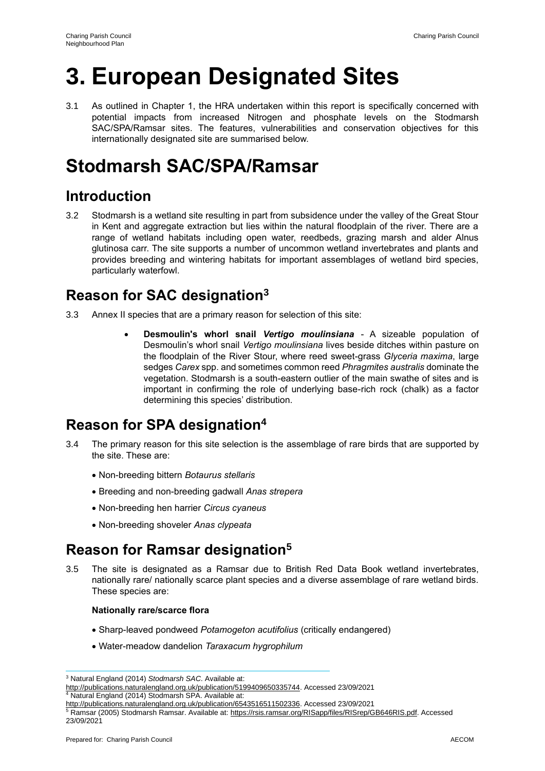# 3. European Designated Sites

3.1 As outlined in Chapter 1, the HRA undertaken within this report is specifically concerned with potential impacts from increased Nitrogen and phosphate levels on the Stodmarsh SAC/SPA/Ramsar sites. The features, vulnerabilities and conservation objectives for this internationally designated site are summarised below.

# Stodmarsh SAC/SPA/Ramsar

## Introduction

3.2 Stodmarsh is a wetland site resulting in part from subsidence under the valley of the Great Stour in Kent and aggregate extraction but lies within the natural floodplain of the river. There are a range of wetland habitats including open water, reedbeds, grazing marsh and alder Alnus glutinosa carr. The site supports a number of uncommon wetland invertebrates and plants and provides breeding and wintering habitats for important assemblages of wetland bird species, particularly waterfowl.

## Reason for SAC designation[3]

3.3 Annex II species that are a primary reason for selection of this site:

- **Desmoulin's whorl snail *Vertigo moulinsiana*** - A sizeable population of Desmoulin's whorl snail *Vertigo moulinsiana* lives beside ditches within pasture on the floodplain of the River Stour, where reed sweet-grass *Glyceria maxima*, large sedges *Carex* spp. and sometimes common reed *Phragmites australis* dominate the vegetation. Stodmarsh is a south-eastern outlier of the main swathe of sites and is important in confirming the role of underlying base-rich rock (chalk) as a factor determining this species' distribution.

## Reason for SPA designation[4]

3.4 The primary reason for this site selection is the assemblage of rare birds that are supported by the site. These are:

- Non-breeding bittern *Botaurus stellaris*
- Breeding and non-breeding gadwall *Anas strepera*
- Non-breeding hen harrier *Circus cyaneus*
- Non-breeding shoveler *Anas clypeata*

## Reason for Ramsar designation[5]

3.5 The site is designated as a Ramsar due to British Red Data Book wetland invertebrates, nationally rare/ nationally scarce plant species and a diverse assemblage of rare wetland birds. These species are:

**Nationally rare/scarce flora**

- Sharp-leaved pondweed *Potamogeton acutifolius* (critically endangered)
- Water-meadow dandelion *Taraxacum hygrophilum*

---

[3] Natural England (2014) *Stodmarsh SAC*. Available at: http://publications.naturalengland.org.uk/publication/5199409650335744. Accessed 23/09/2021

[4] Natural England (2014) Stodmarsh SPA. Available at: http://publications.naturalengland.org.uk/publication/6543516511502336. Accessed 23/09/2021

[5] Ramsar (2005) Stodmarsh Ramsar. Available at: https://rsis.ramsar.org/RISapp/files/RISrep/GB646RIS.pdf. Accessed 23/09/2021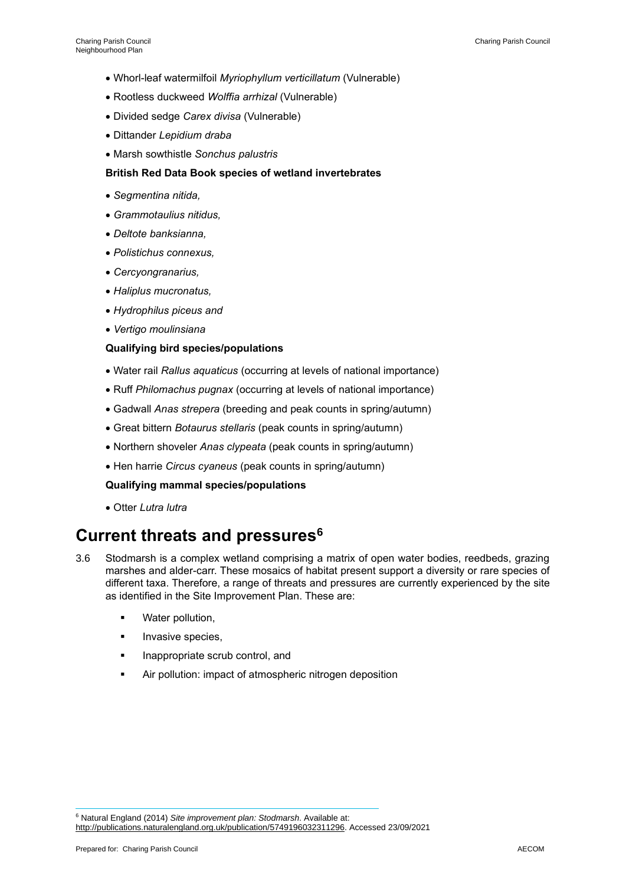- Whorl-leaf watermilfoil *Myriophyllum verticillatum* (Vulnerable)
- Rootless duckweed *Wolffia arrhizal* (Vulnerable)
- Divided sedge *Carex divisa* (Vulnerable)
- Dittander *Lepidium draba*
- Marsh sowthistle *Sonchus palustris*

**British Red Data Book species of wetland invertebrates**

- *Segmentina nitida,*
- *Grammotaulius nitidus,*
- *Deltote banksianna,*
- *Polistichus connexus,*
- *Cercyongranarius,*
- *Haliplus mucronatus,*
- *Hydrophilus piceus and*
- *Vertigo moulinsiana*

**Qualifying bird species/populations**

- Water rail *Rallus aquaticus* (occurring at levels of national importance)
- Ruff *Philomachus pugnax* (occurring at levels of national importance)
- Gadwall *Anas strepera* (breeding and peak counts in spring/autumn)
- Great bittern *Botaurus stellaris* (peak counts in spring/autumn)
- Northern shoveler *Anas clypeata* (peak counts in spring/autumn)
- Hen harrie *Circus cyaneus* (peak counts in spring/autumn)

**Qualifying mammal species/populations**

- Otter *Lutra lutra*

## Current threats and pressures[6]

3.6 Stodmarsh is a complex wetland comprising a matrix of open water bodies, reedbeds, grazing marshes and alder-carr. These mosaics of habitat present support a diversity or rare species of different taxa. Therefore, a range of threats and pressures are currently experienced by the site as identified in the Site Improvement Plan. These are:

- Water pollution,
- Invasive species,
- Inappropriate scrub control, and
- Air pollution: impact of atmospheric nitrogen deposition

[6] Natural England (2014) *Site improvement plan: Stodmarsh*. Available at: http://publications.naturalengland.org.uk/publication/5749196032311296. Accessed 23/09/2021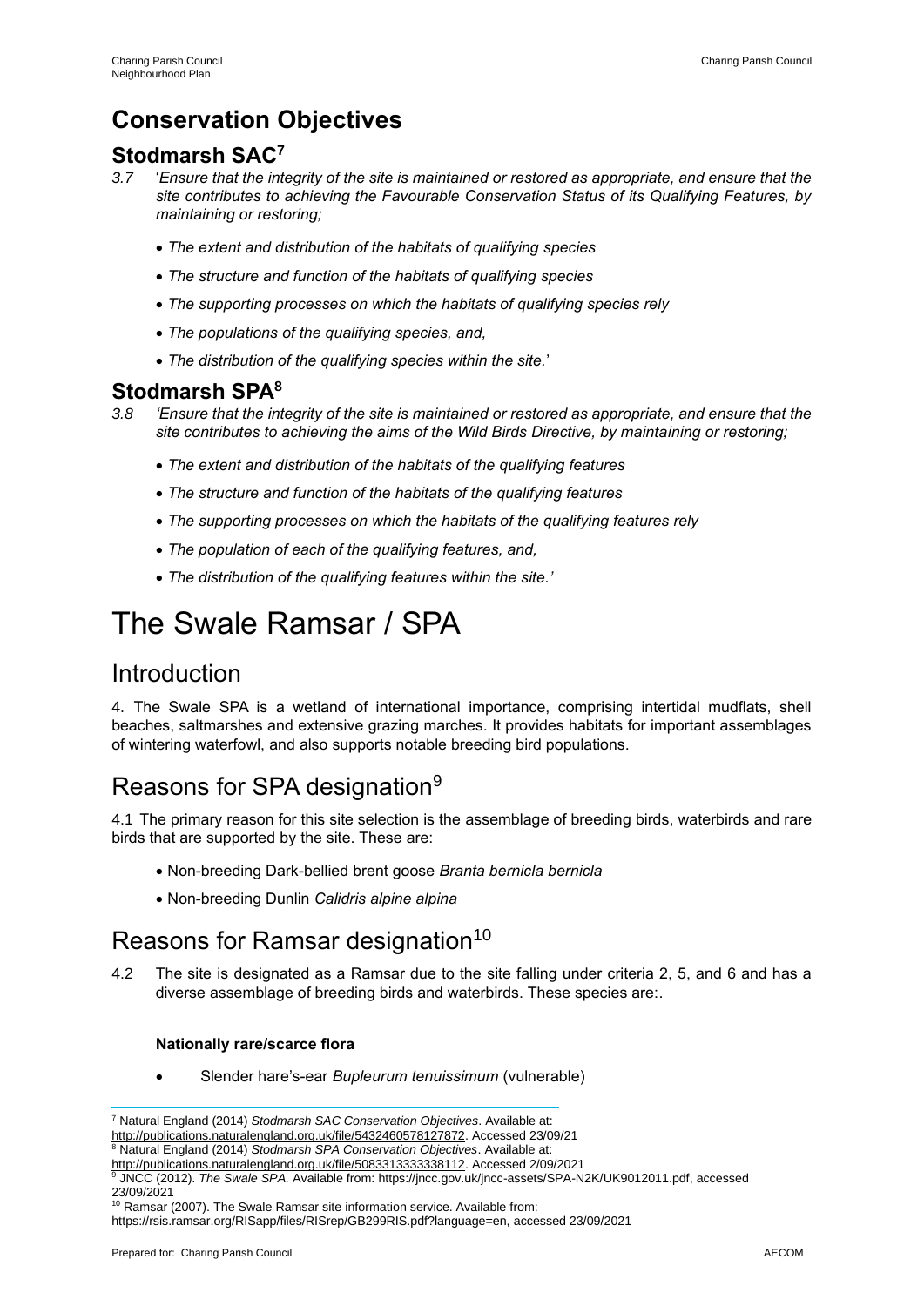## Conservation Objectives

### Stodmarsh SAC[7]

*3.7* '*Ensure that the integrity of the site is maintained or restored as appropriate, and ensure that the site contributes to achieving the Favourable Conservation Status of its Qualifying Features, by maintaining or restoring;*

- *The extent and distribution of the habitats of qualifying species*
- *The structure and function of the habitats of qualifying species*
- *The supporting processes on which the habitats of qualifying species rely*
- *The populations of the qualifying species, and,*
- *The distribution of the qualifying species within the site.*'

### Stodmarsh SPA[8]

*3.8* *'Ensure that the integrity of the site is maintained or restored as appropriate, and ensure that the site contributes to achieving the aims of the Wild Birds Directive, by maintaining or restoring;*

- *The extent and distribution of the habitats of the qualifying features*
- *The structure and function of the habitats of the qualifying features*
- *The supporting processes on which the habitats of the qualifying features rely*
- *The population of each of the qualifying features, and,*
- *The distribution of the qualifying features within the site.'*

# The Swale Ramsar / SPA

## Introduction

4. The Swale SPA is a wetland of international importance, comprising intertidal mudflats, shell beaches, saltmarshes and extensive grazing marches. It provides habitats for important assemblages of wintering waterfowl, and also supports notable breeding bird populations.

## Reasons for SPA designation[9]

4.1 The primary reason for this site selection is the assemblage of breeding birds, waterbirds and rare birds that are supported by the site. These are:

- Non-breeding Dark-bellied brent goose *Branta bernicla bernicla*
- Non-breeding Dunlin *Calidris alpine alpina*

## Reasons for Ramsar designation[10]

4.2 The site is designated as a Ramsar due to the site falling under criteria 2, 5, and 6 and has a diverse assemblage of breeding birds and waterbirds. These species are:.

**Nationally rare/scarce flora**

- Slender hare's-ear *Bupleurum tenuissimum* (vulnerable)

---

[7] Natural England (2014) *Stodmarsh SAC Conservation Objectives*. Available at: http://publications.naturalengland.org.uk/file/5432460578127872. Accessed 23/09/21

[8] Natural England (2014) *Stodmarsh SPA Conservation Objectives*. Available at: http://publications.naturalengland.org.uk/file/5083313333338112. Accessed 2/09/2021

[9] JNCC (2012). *The Swale SPA.* Available from: https://jncc.gov.uk/jncc-assets/SPA-N2K/UK9012011.pdf, accessed 23/09/2021

[10] Ramsar (2007). The Swale Ramsar site information service. Available from: https://rsis.ramsar.org/RISapp/files/RISrep/GB299RIS.pdf?language=en, accessed 23/09/2021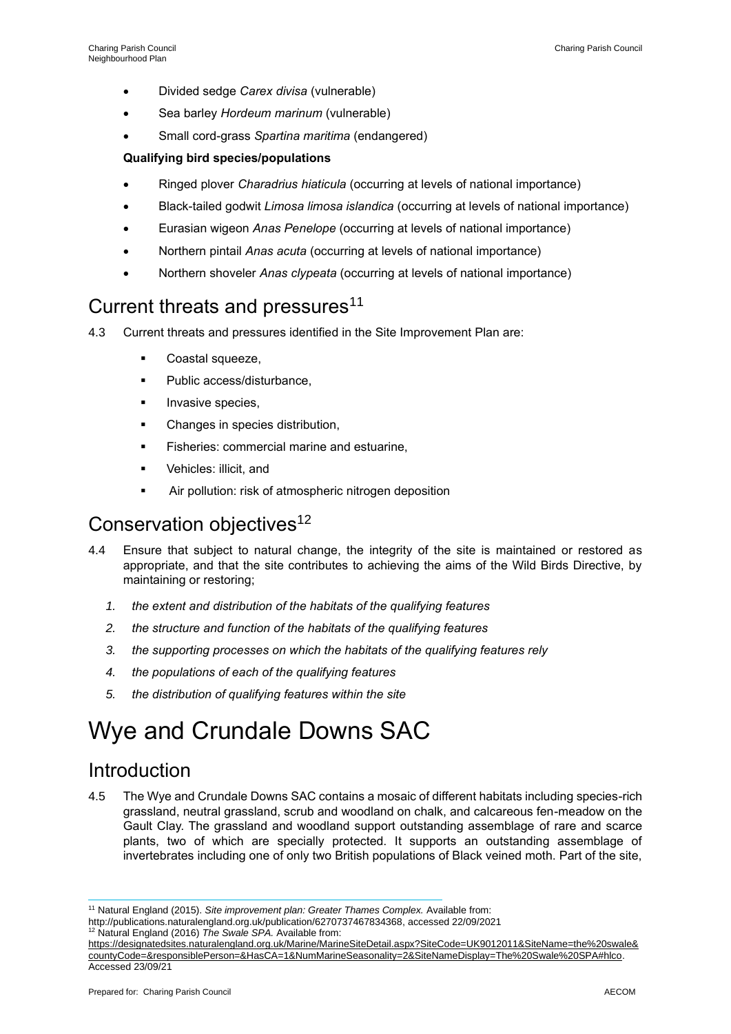- Divided sedge *Carex divisa* (vulnerable)
- Sea barley *Hordeum marinum* (vulnerable)
- Small cord-grass *Spartina maritima* (endangered)

**Qualifying bird species/populations**

- Ringed plover *Charadrius hiaticula* (occurring at levels of national importance)
- Black-tailed godwit *Limosa limosa islandica* (occurring at levels of national importance)
- Eurasian wigeon *Anas Penelope* (occurring at levels of national importance)
- Northern pintail *Anas acuta* (occurring at levels of national importance)
- Northern shoveler *Anas clypeata* (occurring at levels of national importance)

## Current threats and pressures[11]

4.3 Current threats and pressures identified in the Site Improvement Plan are:

- Coastal squeeze,
- Public access/disturbance,
- Invasive species,
- Changes in species distribution,
- Fisheries: commercial marine and estuarine,
- Vehicles: illicit, and
- Air pollution: risk of atmospheric nitrogen deposition

## Conservation objectives[12]

4.4 Ensure that subject to natural change, the integrity of the site is maintained or restored as appropriate, and that the site contributes to achieving the aims of the Wild Birds Directive, by maintaining or restoring;

1. *the extent and distribution of the habitats of the qualifying features*
2. *the structure and function of the habitats of the qualifying features*
3. *the supporting processes on which the habitats of the qualifying features rely*
4. *the populations of each of the qualifying features*
5. *the distribution of qualifying features within the site*

# Wye and Crundale Downs SAC

## Introduction

4.5 The Wye and Crundale Downs SAC contains a mosaic of different habitats including species-rich grassland, neutral grassland, scrub and woodland on chalk, and calcareous fen-meadow on the Gault Clay. The grassland and woodland support outstanding assemblage of rare and scarce plants, two of which are specially protected. It supports an outstanding assemblage of invertebrates including one of only two British populations of Black veined moth. Part of the site,

---

[11] Natural England (2015). *Site improvement plan: Greater Thames Complex.* Available from: http://publications.naturalengland.org.uk/publication/6270737467834368, accessed 22/09/2021

[12] Natural England (2016) *The Swale SPA.* Available from: https://designatedsites.naturalengland.org.uk/Marine/MarineSiteDetail.aspx?SiteCode=UK9012011&SiteName=the%20swale&countyCode=&responsiblePerson=&HasCA=1&NumMarineSeasonality=2&SiteNameDisplay=The%20Swale%20SPA#hlco. Accessed 23/09/21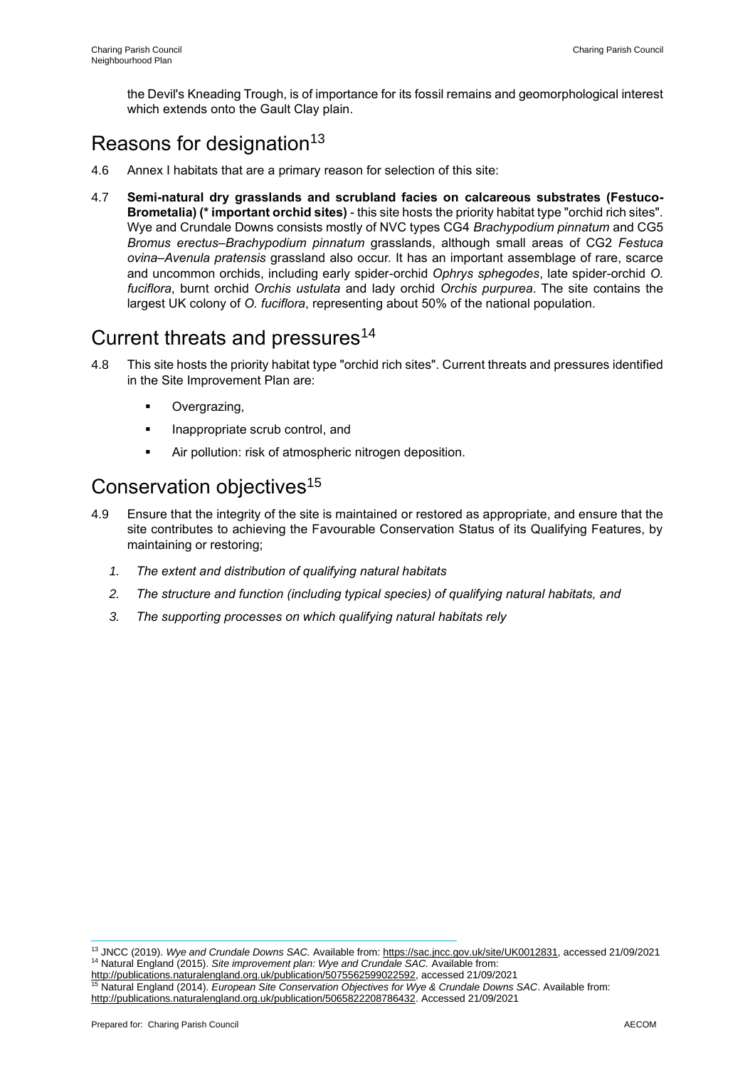the Devil's Kneading Trough, is of importance for its fossil remains and geomorphological interest which extends onto the Gault Clay plain.

## Reasons for designation[13]

4.6 Annex I habitats that are a primary reason for selection of this site:

4.7 **Semi-natural dry grasslands and scrubland facies on calcareous substrates (Festuco-Brometalia) (* important orchid sites)** - this site hosts the priority habitat type "orchid rich sites". Wye and Crundale Downs consists mostly of NVC types CG4 *Brachypodium pinnatum* and CG5 *Bromus erectus–Brachypodium pinnatum* grasslands, although small areas of CG2 *Festuca ovina–Avenula pratensis* grassland also occur. It has an important assemblage of rare, scarce and uncommon orchids, including early spider-orchid *Ophrys sphegodes*, late spider-orchid *O. fuciflora*, burnt orchid *Orchis ustulata* and lady orchid *Orchis purpurea*. The site contains the largest UK colony of *O. fuciflora*, representing about 50% of the national population.

## Current threats and pressures[14]

4.8 This site hosts the priority habitat type "orchid rich sites". Current threats and pressures identified in the Site Improvement Plan are:

- Overgrazing,
- Inappropriate scrub control, and
- Air pollution: risk of atmospheric nitrogen deposition.

## Conservation objectives[15]

4.9 Ensure that the integrity of the site is maintained or restored as appropriate, and ensure that the site contributes to achieving the Favourable Conservation Status of its Qualifying Features, by maintaining or restoring;

1. *The extent and distribution of qualifying natural habitats*
2. *The structure and function (including typical species) of qualifying natural habitats, and*
3. *The supporting processes on which qualifying natural habitats rely*

---

[13] JNCC (2019). *Wye and Crundale Downs SAC.* Available from: https://sac.jncc.gov.uk/site/UK0012831, accessed 21/09/2021

[14] Natural England (2015). *Site improvement plan: Wye and Crundale SAC.* Available from: http://publications.naturalengland.org.uk/publication/5075562599022592, accessed 21/09/2021

[15] Natural England (2014). *European Site Conservation Objectives for Wye & Crundale Downs SAC*. Available from: http://publications.naturalengland.org.uk/publication/5065822208786432. Accessed 21/09/2021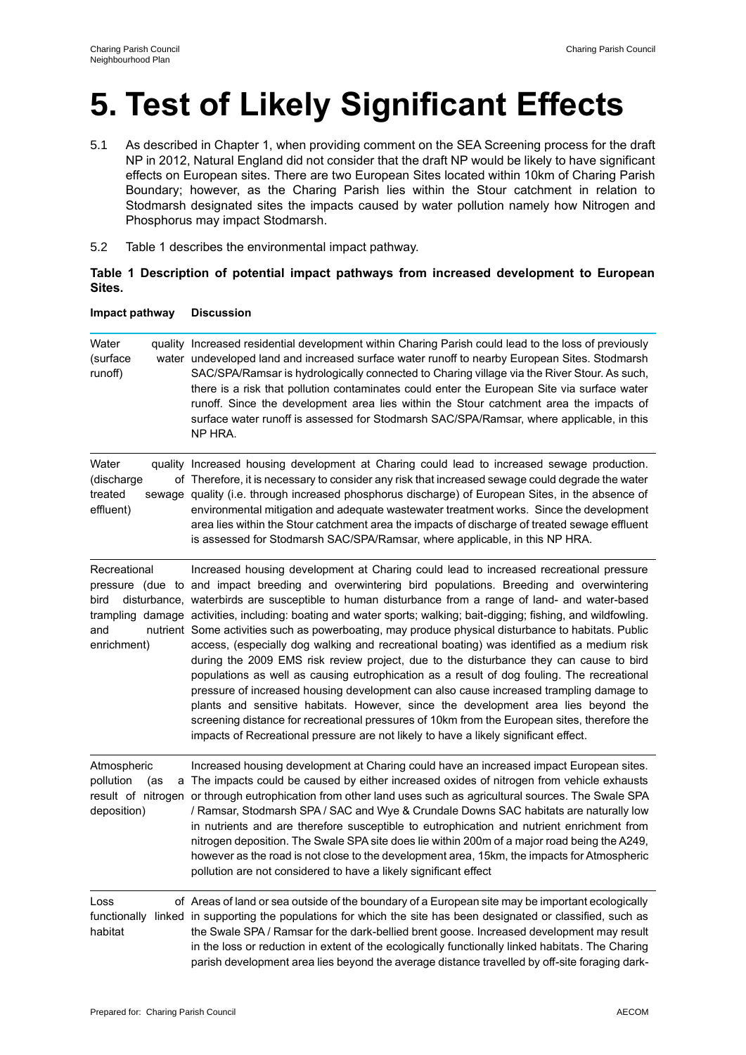# 5. Test of Likely Significant Effects

5.1 As described in Chapter 1, when providing comment on the SEA Screening process for the draft NP in 2012, Natural England did not consider that the draft NP would be likely to have significant effects on European sites. There are two European Sites located within 10km of Charing Parish Boundary; however, as the Charing Parish lies within the Stour catchment in relation to Stodmarsh designated sites the impacts caused by water pollution namely how Nitrogen and Phosphorus may impact Stodmarsh.

5.2 Table 1 describes the environmental impact pathway.

**Table 1 Description of potential impact pathways from increased development to European Sites.**

| Impact pathway | Discussion |
|---|---|
| Water quality (surface water runoff) | Increased residential development within Charing Parish could lead to the loss of previously undeveloped land and increased surface water runoff to nearby European Sites. Stodmarsh SAC/SPA/Ramsar is hydrologically connected to Charing village via the River Stour. As such, there is a risk that pollution contaminates could enter the European Site via surface water runoff. Since the development area lies within the Stour catchment area the impacts of surface water runoff is assessed for Stodmarsh SAC/SPA/Ramsar, where applicable, in this NP HRA. |
| Water quality (discharge of treated sewage effluent) | Increased housing development at Charing could lead to increased sewage production. Therefore, it is necessary to consider any risk that increased sewage could degrade the water quality (i.e. through increased phosphorus discharge) of European Sites, in the absence of environmental mitigation and adequate wastewater treatment works. Since the development area lies within the Stour catchment area the impacts of discharge of treated sewage effluent is assessed for Stodmarsh SAC/SPA/Ramsar, where applicable, in this NP HRA. |
| Recreational pressure (due to bird disturbance, trampling damage and nutrient enrichment) | Increased housing development at Charing could lead to increased recreational pressure and impact breeding and overwintering bird populations. Breeding and overwintering waterbirds are susceptible to human disturbance from a range of land- and water-based activities, including: boating and water sports; walking; bait-digging; fishing, and wildfowling. Some activities such as powerboating, may produce physical disturbance to habitats. Public access, (especially dog walking and recreational boating) was identified as a medium risk during the 2009 EMS risk review project, due to the disturbance they can cause to bird populations as well as causing eutrophication as a result of dog fouling. The recreational pressure of increased housing development can also cause increased trampling damage to plants and sensitive habitats. However, since the development area lies beyond the screening distance for recreational pressures of 10km from the European sites, therefore the impacts of Recreational pressure are not likely to have a likely significant effect. |
| Atmospheric pollution (as a result of nitrogen deposition) | Increased housing development at Charing could have an increased impact European sites. The impacts could be caused by either increased oxides of nitrogen from vehicle exhausts or through eutrophication from other land uses such as agricultural sources. The Swale SPA / Ramsar, Stodmarsh SPA / SAC and Wye & Crundale Downs SAC habitats are naturally low in nutrients and are therefore susceptible to eutrophication and nutrient enrichment from nitrogen deposition. The Swale SPA site does lie within 200m of a major road being the A249, however as the road is not close to the development area, 15km, the impacts for Atmospheric pollution are not considered to have a likely significant effect |
| Loss of functionally linked habitat | Areas of land or sea outside of the boundary of a European site may be important ecologically in supporting the populations for which the site has been designated or classified, such as the Swale SPA / Ramsar for the dark-bellied brent goose. Increased development may result in the loss or reduction in extent of the ecologically functionally linked habitats. The Charing parish development area lies beyond the average distance travelled by off-site foraging dark- |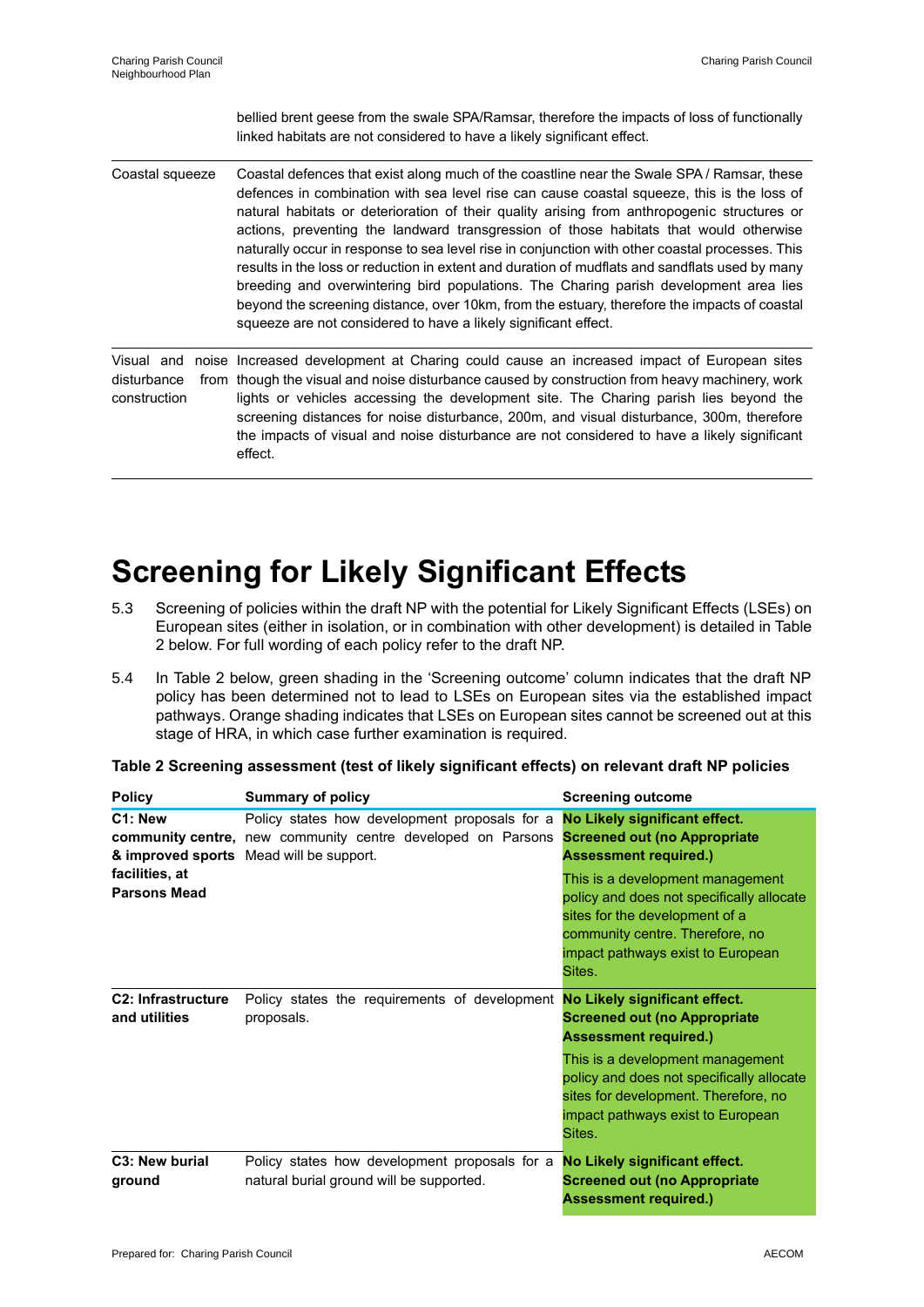| | |
|---|---|
| | bellied brent geese from the swale SPA/Ramsar, therefore the impacts of loss of functionally linked habitats are not considered to have a likely significant effect. |
| Coastal squeeze | Coastal defences that exist along much of the coastline near the Swale SPA / Ramsar, these defences in combination with sea level rise can cause coastal squeeze, this is the loss of natural habitats or deterioration of their quality arising from anthropogenic structures or actions, preventing the landward transgression of those habitats that would otherwise naturally occur in response to sea level rise in conjunction with other coastal processes. This results in the loss or reduction in extent and duration of mudflats and sandflats used by many breeding and overwintering bird populations. The Charing parish development area lies beyond the screening distance, over 10km, from the estuary, therefore the impacts of coastal squeeze are not considered to have a likely significant effect. |
| Visual and noise disturbance from construction | Increased development at Charing could cause an increased impact of European sites though the visual and noise disturbance caused by construction from heavy machinery, work lights or vehicles accessing the development site. The Charing parish lies beyond the screening distances for noise disturbance, 200m, and visual disturbance, 300m, therefore the impacts of visual and noise disturbance are not considered to have a likely significant effect. |

# Screening for Likely Significant Effects

5.3 Screening of policies within the draft NP with the potential for Likely Significant Effects (LSEs) on European sites (either in isolation, or in combination with other development) is detailed in Table 2 below. For full wording of each policy refer to the draft NP.

5.4 In Table 2 below, green shading in the 'Screening outcome' column indicates that the draft NP policy has been determined not to lead to LSEs on European sites via the established impact pathways. Orange shading indicates that LSEs on European sites cannot be screened out at this stage of HRA, in which case further examination is required.

**Table 2 Screening assessment (test of likely significant effects) on relevant draft NP policies**

| Policy | Summary of policy | Screening outcome |
|---|---|---|
| **C1: New community centre, & improved sports facilities, at Parsons Mead** | Policy states how development proposals for a new community centre developed on Parsons Mead will be support. | **No Likely significant effect. Screened out (no Appropriate Assessment required.)**<br><br>This is a development management policy and does not specifically allocate sites for the development of a community centre. Therefore, no impact pathways exist to European Sites. |
| **C2: Infrastructure and utilities** | Policy states the requirements of development proposals. | **No Likely significant effect. Screened out (no Appropriate Assessment required.)**<br><br>This is a development management policy and does not specifically allocate sites for development. Therefore, no impact pathways exist to European Sites. |
| **C3: New burial ground** | Policy states how development proposals for a natural burial ground will be supported. | **No Likely significant effect. Screened out (no Appropriate Assessment required.)** |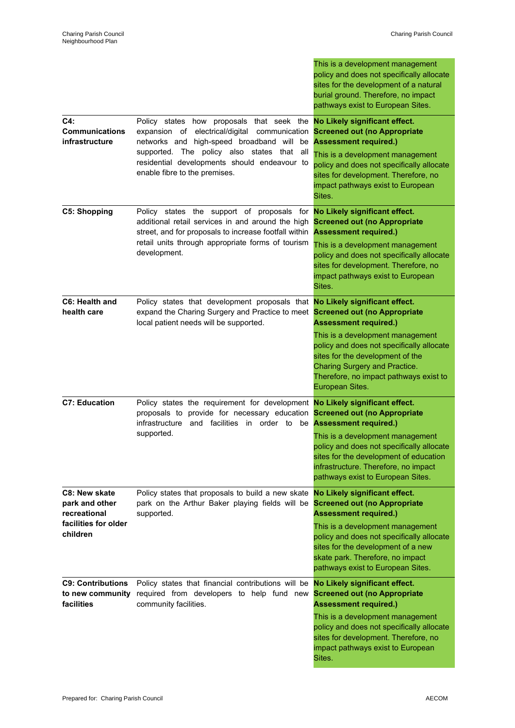| | | |
|---|---|---|
| | | This is a development management policy and does not specifically allocate sites for the development of a natural burial ground. Therefore, no impact pathways exist to European Sites. |
| **C4: Communications infrastructure** | Policy states how proposals that seek the expansion of electrical/digital communication networks and high-speed broadband will be supported. The policy also states that all residential developments should endeavour to enable fibre to the premises. | **No Likely significant effect. Screened out (no Appropriate Assessment required.)** This is a development management policy and does not specifically allocate sites for development. Therefore, no impact pathways exist to European Sites. |
| **C5: Shopping** | Policy states the support of proposals for additional retail services in and around the high street, and for proposals to increase footfall within retail units through appropriate forms of tourism development. | **No Likely significant effect. Screened out (no Appropriate Assessment required.)** This is a development management policy and does not specifically allocate sites for development. Therefore, no impact pathways exist to European Sites. |
| **C6: Health and health care** | Policy states that development proposals that expand the Charing Surgery and Practice to meet local patient needs will be supported. | **No Likely significant effect. Screened out (no Appropriate Assessment required.)** This is a development management policy and does not specifically allocate sites for the development of the Charing Surgery and Practice. Therefore, no impact pathways exist to European Sites. |
| **C7: Education** | Policy states the requirement for development proposals to provide for necessary education infrastructure and facilities in order to be supported. | **No Likely significant effect. Screened out (no Appropriate Assessment required.)** This is a development management policy and does not specifically allocate sites for the development of education infrastructure. Therefore, no impact pathways exist to European Sites. |
| **C8: New skate park and other recreational facilities for older children** | Policy states that proposals to build a new skate park on the Arthur Baker playing fields will be supported. | **No Likely significant effect. Screened out (no Appropriate Assessment required.)** This is a development management policy and does not specifically allocate sites for the development of a new skate park. Therefore, no impact pathways exist to European Sites. |
| **C9: Contributions to new community facilities** | Policy states that financial contributions will be required from developers to help fund new community facilities. | **No Likely significant effect. Screened out (no Appropriate Assessment required.)** This is a development management policy and does not specifically allocate sites for development. Therefore, no impact pathways exist to European Sites. |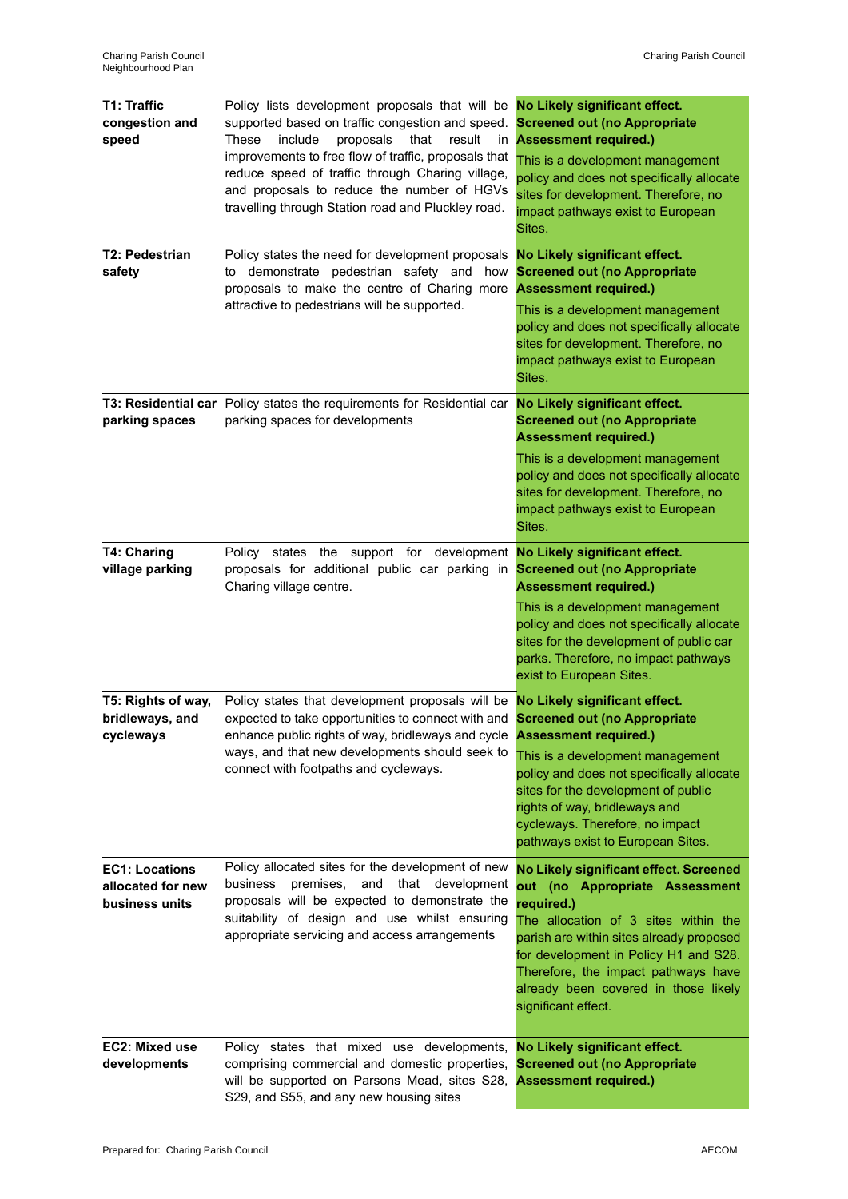| | | |
|---|---|---|
| **T1: Traffic congestion and speed** | Policy lists development proposals that will be supported based on traffic congestion and speed. These include proposals that result in improvements to free flow of traffic, proposals that reduce speed of traffic through Charing village, and proposals to reduce the number of HGVs travelling through Station road and Pluckley road. | **No Likely significant effect. Screened out (no Appropriate Assessment required.)** This is a development management policy and does not specifically allocate sites for development. Therefore, no impact pathways exist to European Sites. |
| **T2: Pedestrian safety** | Policy states the need for development proposals to demonstrate pedestrian safety and how proposals to make the centre of Charing more attractive to pedestrians will be supported. | **No Likely significant effect. Screened out (no Appropriate Assessment required.)** This is a development management policy and does not specifically allocate sites for development. Therefore, no impact pathways exist to European Sites. |
| **T3: Residential car parking spaces** | Policy states the requirements for Residential car parking spaces for developments | **No Likely significant effect. Screened out (no Appropriate Assessment required.)** This is a development management policy and does not specifically allocate sites for development. Therefore, no impact pathways exist to European Sites. |
| **T4: Charing village parking** | Policy states the support for development proposals for additional public car parking in Charing village centre. | **No Likely significant effect. Screened out (no Appropriate Assessment required.)** This is a development management policy and does not specifically allocate sites for the development of public car parks. Therefore, no impact pathways exist to European Sites. |
| **T5: Rights of way, bridleways, and cycleways** | Policy states that development proposals will be expected to take opportunities to connect with and enhance public rights of way, bridleways and cycle ways, and that new developments should seek to connect with footpaths and cycleways. | **No Likely significant effect. Screened out (no Appropriate Assessment required.)** This is a development management policy and does not specifically allocate sites for the development of public rights of way, bridleways and cycleways. Therefore, no impact pathways exist to European Sites. |
| **EC1: Locations allocated for new business units** | Policy allocated sites for the development of new business premises, and that development proposals will be expected to demonstrate the suitability of design and use whilst ensuring appropriate servicing and access arrangements | **No Likely significant effect. Screened out (no Appropriate Assessment required.)** The allocation of 3 sites within the parish are within sites already proposed for development in Policy H1 and S28. Therefore, the impact pathways have already been covered in those likely significant effect. |
| **EC2: Mixed use developments** | Policy states that mixed use developments, comprising commercial and domestic properties, will be supported on Parsons Mead, sites S28, S29, and S55, and any new housing sites | **No Likely significant effect. Screened out (no Appropriate Assessment required.)** |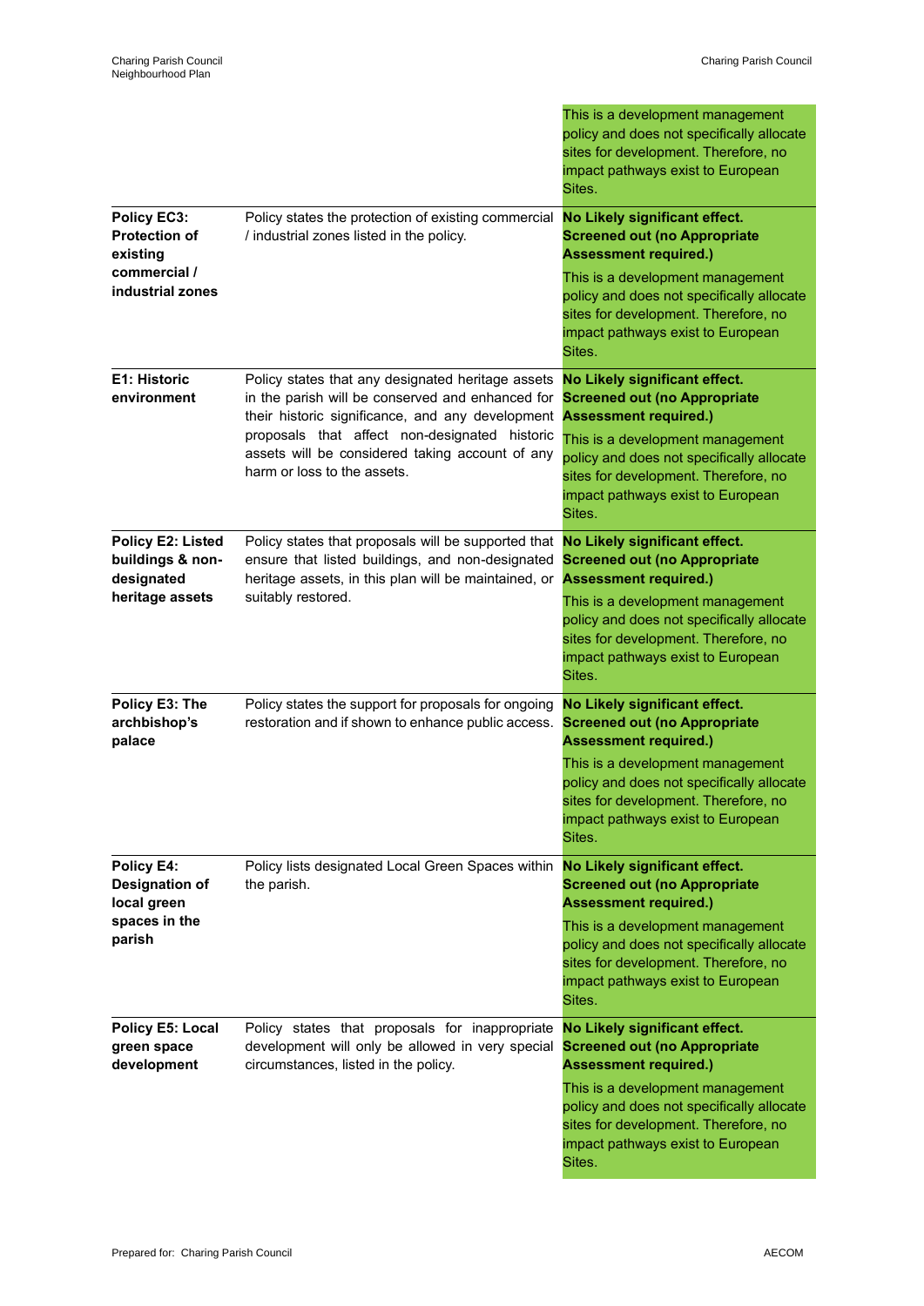| | | |
|---|---|---|
| | | This is a development management policy and does not specifically allocate sites for development. Therefore, no impact pathways exist to European Sites. |
| **Policy EC3: Protection of existing commercial / industrial zones** | Policy states the protection of existing commercial / industrial zones listed in the policy. | **No Likely significant effect. Screened out (no Appropriate Assessment required.)** This is a development management policy and does not specifically allocate sites for development. Therefore, no impact pathways exist to European Sites. |
| **E1: Historic environment** | Policy states that any designated heritage assets in the parish will be conserved and enhanced for their historic significance, and any development proposals that affect non-designated historic assets will be considered taking account of any harm or loss to the assets. | **No Likely significant effect. Screened out (no Appropriate Assessment required.)** This is a development management policy and does not specifically allocate sites for development. Therefore, no impact pathways exist to European Sites. |
| **Policy E2: Listed buildings & non-designated heritage assets** | Policy states that proposals will be supported that ensure that listed buildings, and non-designated heritage assets, in this plan will be maintained, or suitably restored. | **No Likely significant effect. Screened out (no Appropriate Assessment required.)** This is a development management policy and does not specifically allocate sites for development. Therefore, no impact pathways exist to European Sites. |
| **Policy E3: The archbishop's palace** | Policy states the support for proposals for ongoing restoration and if shown to enhance public access. | **No Likely significant effect. Screened out (no Appropriate Assessment required.)** This is a development management policy and does not specifically allocate sites for development. Therefore, no impact pathways exist to European Sites. |
| **Policy E4: Designation of local green spaces in the parish** | Policy lists designated Local Green Spaces within the parish. | **No Likely significant effect. Screened out (no Appropriate Assessment required.)** This is a development management policy and does not specifically allocate sites for development. Therefore, no impact pathways exist to European Sites. |
| **Policy E5: Local green space development** | Policy states that proposals for inappropriate development will only be allowed in very special circumstances, listed in the policy. | **No Likely significant effect. Screened out (no Appropriate Assessment required.)** This is a development management policy and does not specifically allocate sites for development. Therefore, no impact pathways exist to European Sites. |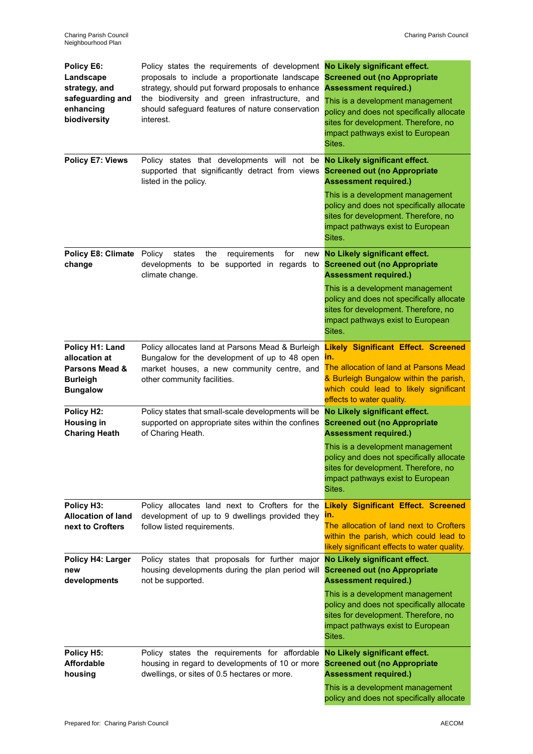| | | |
|---|---|---|
| **Policy E6: Landscape strategy, and safeguarding and enhancing biodiversity** | Policy states the requirements of development proposals to include a proportionate landscape strategy, should put forward proposals to enhance the biodiversity and green infrastructure, and should safeguard features of nature conservation interest. | **No Likely significant effect. Screened out (no Appropriate Assessment required.)** This is a development management policy and does not specifically allocate sites for development. Therefore, no impact pathways exist to European Sites. |
| **Policy E7: Views** | Policy states that developments will not be supported that significantly detract from views listed in the policy. | **No Likely significant effect. Screened out (no Appropriate Assessment required.)** This is a development management policy and does not specifically allocate sites for development. Therefore, no impact pathways exist to European Sites. |
| **Policy E8: Climate change** | Policy states the requirements for new developments to be supported in regards to climate change. | **No Likely significant effect. Screened out (no Appropriate Assessment required.)** This is a development management policy and does not specifically allocate sites for development. Therefore, no impact pathways exist to European Sites. |
| **Policy H1: Land allocation at Parsons Mead & Burleigh Bungalow** | Policy allocates land at Parsons Mead & Burleigh Bungalow for the development of up to 48 open market houses, a new community centre, and other community facilities. | **Likely Significant Effect. Screened in.** The allocation of land at Parsons Mead & Burleigh Bungalow within the parish, which could lead to likely significant effects to water quality. |
| **Policy H2: Housing in Charing Heath** | Policy states that small-scale developments will be supported on appropriate sites within the confines of Charing Heath. | **No Likely significant effect. Screened out (no Appropriate Assessment required.)** This is a development management policy and does not specifically allocate sites for development. Therefore, no impact pathways exist to European Sites. |
| **Policy H3: Allocation of land next to Crofters** | Policy allocates land next to Crofters for the development of up to 9 dwellings provided they follow listed requirements. | **Likely Significant Effect. Screened in.** The allocation of land next to Crofters within the parish, which could lead to likely significant effects to water quality. |
| **Policy H4: Larger new developments** | Policy states that proposals for further major housing developments during the plan period will not be supported. | **No Likely significant effect. Screened out (no Appropriate Assessment required.)** This is a development management policy and does not specifically allocate sites for development. Therefore, no impact pathways exist to European Sites. |
| **Policy H5: Affordable housing** | Policy states the requirements for affordable housing in regard to developments of 10 or more dwellings, or sites of 0.5 hectares or more. | **No Likely significant effect. Screened out (no Appropriate Assessment required.)** This is a development management policy and does not specifically allocate |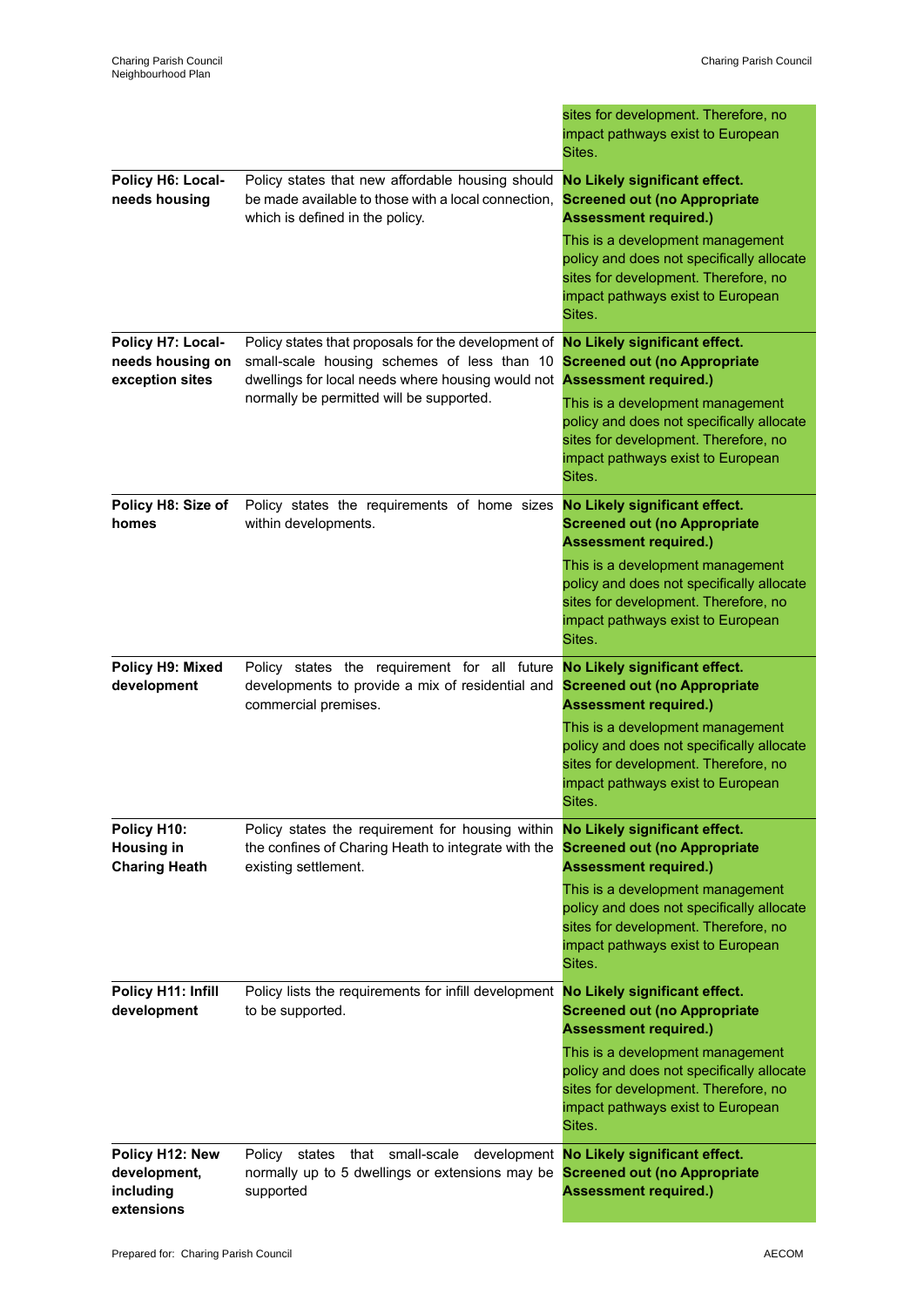| | | |
|---|---|---|
| | | sites for development. Therefore, no impact pathways exist to European Sites. |
| **Policy H6: Local-needs housing** | Policy states that new affordable housing should be made available to those with a local connection, which is defined in the policy. | **No Likely significant effect. Screened out (no Appropriate Assessment required.)**<br><br>This is a development management policy and does not specifically allocate sites for development. Therefore, no impact pathways exist to European Sites. |
| **Policy H7: Local-needs housing on exception sites** | Policy states that proposals for the development of small-scale housing schemes of less than 10 dwellings for local needs where housing would not normally be permitted will be supported. | **No Likely significant effect. Screened out (no Appropriate Assessment required.)**<br><br>This is a development management policy and does not specifically allocate sites for development. Therefore, no impact pathways exist to European Sites. |
| **Policy H8: Size of homes** | Policy states the requirements of home sizes within developments. | **No Likely significant effect. Screened out (no Appropriate Assessment required.)**<br><br>This is a development management policy and does not specifically allocate sites for development. Therefore, no impact pathways exist to European Sites. |
| **Policy H9: Mixed development** | Policy states the requirement for all future developments to provide a mix of residential and commercial premises. | **No Likely significant effect. Screened out (no Appropriate Assessment required.)**<br><br>This is a development management policy and does not specifically allocate sites for development. Therefore, no impact pathways exist to European Sites. |
| **Policy H10: Housing in Charing Heath** | Policy states the requirement for housing within the confines of Charing Heath to integrate with the existing settlement. | **No Likely significant effect. Screened out (no Appropriate Assessment required.)**<br><br>This is a development management policy and does not specifically allocate sites for development. Therefore, no impact pathways exist to European Sites. |
| **Policy H11: Infill development** | Policy lists the requirements for infill development to be supported. | **No Likely significant effect. Screened out (no Appropriate Assessment required.)**<br><br>This is a development management policy and does not specifically allocate sites for development. Therefore, no impact pathways exist to European Sites. |
| **Policy H12: New development, including extensions** | Policy states that small-scale development normally up to 5 dwellings or extensions may be supported | **No Likely significant effect. Screened out (no Appropriate Assessment required.)** |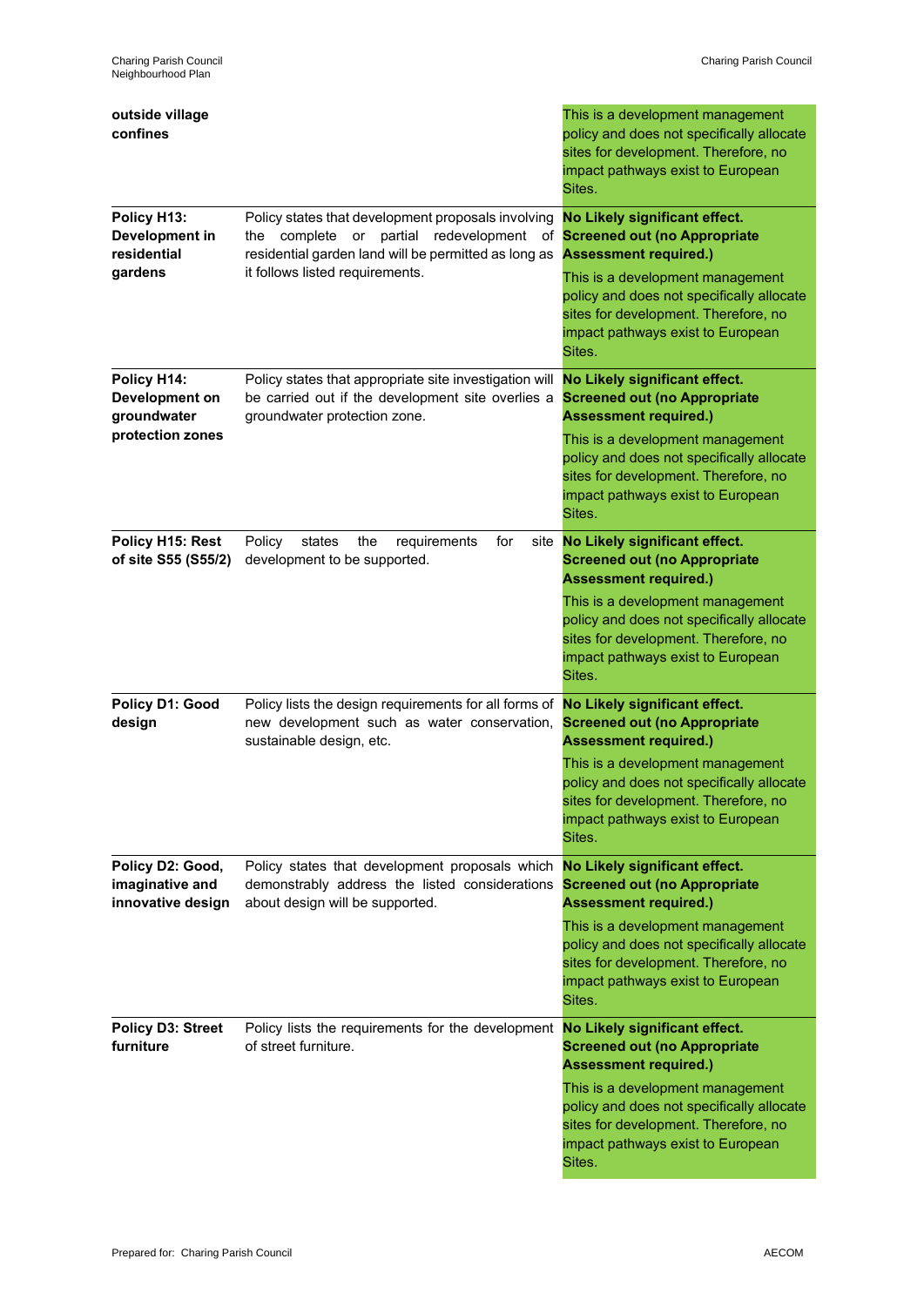| | | |
|---|---|---|
| **outside village confines** | | This is a development management policy and does not specifically allocate sites for development. Therefore, no impact pathways exist to European Sites. |
| **Policy H13: Development in residential gardens** | Policy states that development proposals involving the complete or partial redevelopment of residential garden land will be permitted as long as it follows listed requirements. | **No Likely significant effect. Screened out (no Appropriate Assessment required.)** This is a development management policy and does not specifically allocate sites for development. Therefore, no impact pathways exist to European Sites. |
| **Policy H14: Development on groundwater protection zones** | Policy states that appropriate site investigation will be carried out if the development site overlies a groundwater protection zone. | **No Likely significant effect. Screened out (no Appropriate Assessment required.)** This is a development management policy and does not specifically allocate sites for development. Therefore, no impact pathways exist to European Sites. |
| **Policy H15: Rest of site S55 (S55/2)** | Policy states the requirements for site development to be supported. | **No Likely significant effect. Screened out (no Appropriate Assessment required.)** This is a development management policy and does not specifically allocate sites for development. Therefore, no impact pathways exist to European Sites. |
| **Policy D1: Good design** | Policy lists the design requirements for all forms of new development such as water conservation, sustainable design, etc. | **No Likely significant effect. Screened out (no Appropriate Assessment required.)** This is a development management policy and does not specifically allocate sites for development. Therefore, no impact pathways exist to European Sites. |
| **Policy D2: Good, imaginative and innovative design** | Policy states that development proposals which demonstrably address the listed considerations about design will be supported. | **No Likely significant effect. Screened out (no Appropriate Assessment required.)** This is a development management policy and does not specifically allocate sites for development. Therefore, no impact pathways exist to European Sites. |
| **Policy D3: Street furniture** | Policy lists the requirements for the development of street furniture. | **No Likely significant effect. Screened out (no Appropriate Assessment required.)** This is a development management policy and does not specifically allocate sites for development. Therefore, no impact pathways exist to European Sites. |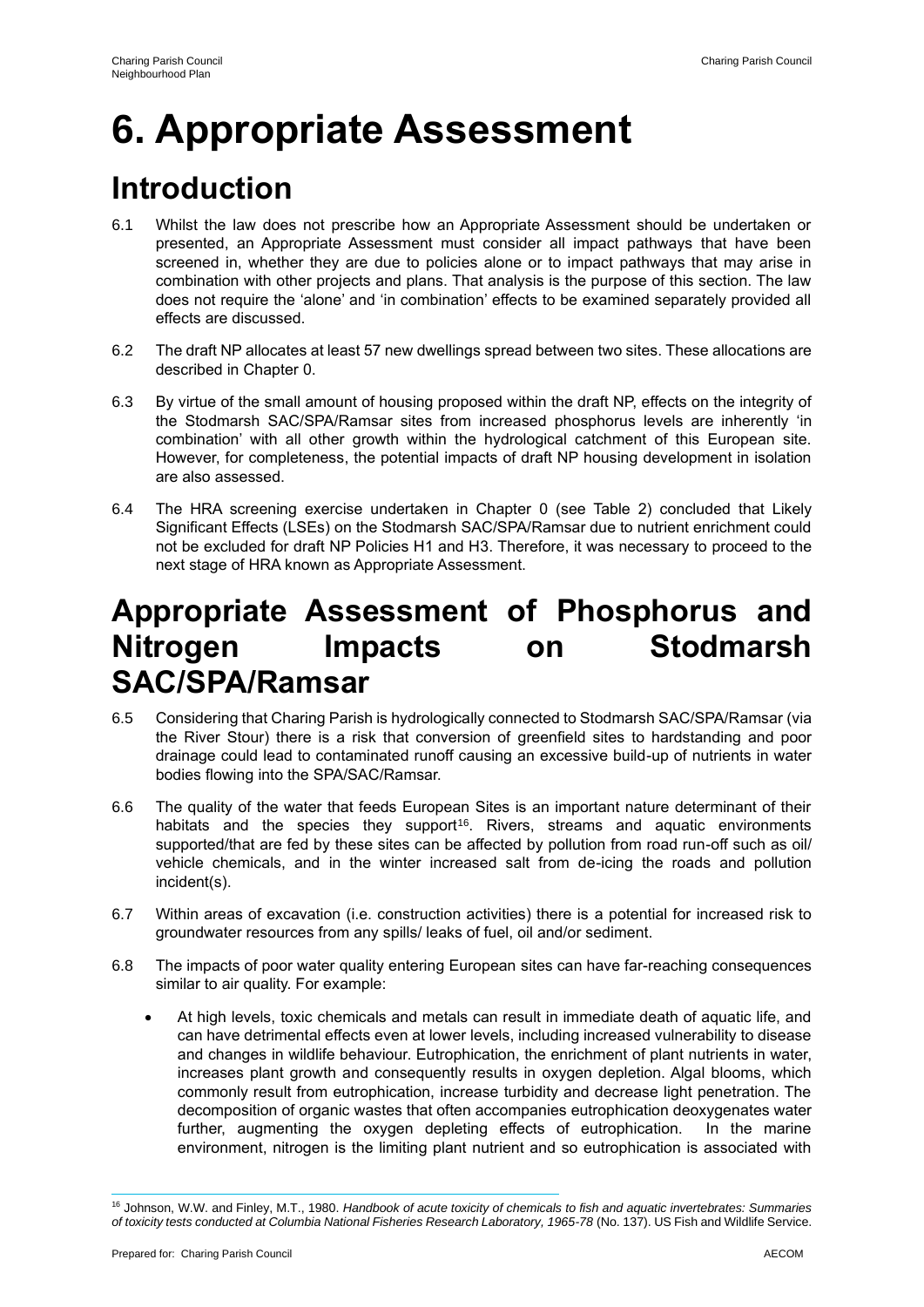# 6. Appropriate Assessment

## Introduction

6.1 Whilst the law does not prescribe how an Appropriate Assessment should be undertaken or presented, an Appropriate Assessment must consider all impact pathways that have been screened in, whether they are due to policies alone or to impact pathways that may arise in combination with other projects and plans. That analysis is the purpose of this section. The law does not require the 'alone' and 'in combination' effects to be examined separately provided all effects are discussed.

6.2 The draft NP allocates at least 57 new dwellings spread between two sites. These allocations are described in Chapter 0.

6.3 By virtue of the small amount of housing proposed within the draft NP, effects on the integrity of the Stodmarsh SAC/SPA/Ramsar sites from increased phosphorus levels are inherently 'in combination' with all other growth within the hydrological catchment of this European site. However, for completeness, the potential impacts of draft NP housing development in isolation are also assessed.

6.4 The HRA screening exercise undertaken in Chapter 0 (see Table 2) concluded that Likely Significant Effects (LSEs) on the Stodmarsh SAC/SPA/Ramsar due to nutrient enrichment could not be excluded for draft NP Policies H1 and H3. Therefore, it was necessary to proceed to the next stage of HRA known as Appropriate Assessment.

## Appropriate Assessment of Phosphorus and Nitrogen Impacts on Stodmarsh SAC/SPA/Ramsar

6.5 Considering that Charing Parish is hydrologically connected to Stodmarsh SAC/SPA/Ramsar (via the River Stour) there is a risk that conversion of greenfield sites to hardstanding and poor drainage could lead to contaminated runoff causing an excessive build-up of nutrients in water bodies flowing into the SPA/SAC/Ramsar.

6.6 The quality of the water that feeds European Sites is an important nature determinant of their habitats and the species they support[16]. Rivers, streams and aquatic environments supported/that are fed by these sites can be affected by pollution from road run-off such as oil/ vehicle chemicals, and in the winter increased salt from de-icing the roads and pollution incident(s).

6.7 Within areas of excavation (i.e. construction activities) there is a potential for increased risk to groundwater resources from any spills/ leaks of fuel, oil and/or sediment.

6.8 The impacts of poor water quality entering European sites can have far-reaching consequences similar to air quality. For example:

- At high levels, toxic chemicals and metals can result in immediate death of aquatic life, and can have detrimental effects even at lower levels, including increased vulnerability to disease and changes in wildlife behaviour. Eutrophication, the enrichment of plant nutrients in water, increases plant growth and consequently results in oxygen depletion. Algal blooms, which commonly result from eutrophication, increase turbidity and decrease light penetration. The decomposition of organic wastes that often accompanies eutrophication deoxygenates water further, augmenting the oxygen depleting effects of eutrophication. In the marine environment, nitrogen is the limiting plant nutrient and so eutrophication is associated with

[16] Johnson, W.W. and Finley, M.T., 1980. *Handbook of acute toxicity of chemicals to fish and aquatic invertebrates: Summaries of toxicity tests conducted at Columbia National Fisheries Research Laboratory, 1965-78* (No. 137). US Fish and Wildlife Service.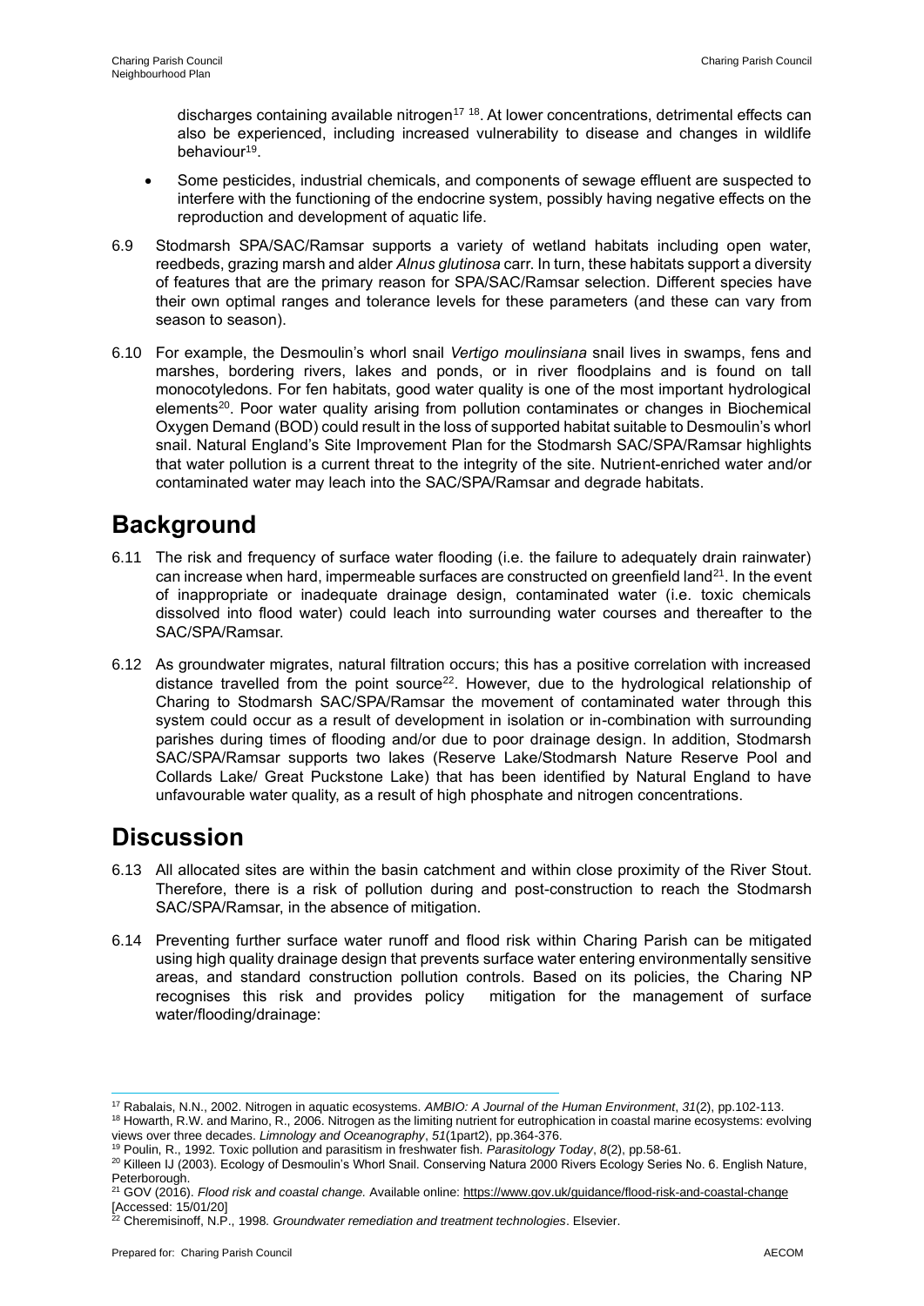discharges containing available nitrogen[17] [18]. At lower concentrations, detrimental effects can also be experienced, including increased vulnerability to disease and changes in wildlife behaviour[19].

- Some pesticides, industrial chemicals, and components of sewage effluent are suspected to interfere with the functioning of the endocrine system, possibly having negative effects on the reproduction and development of aquatic life.

6.9 Stodmarsh SPA/SAC/Ramsar supports a variety of wetland habitats including open water, reedbeds, grazing marsh and alder *Alnus glutinosa* carr. In turn, these habitats support a diversity of features that are the primary reason for SPA/SAC/Ramsar selection. Different species have their own optimal ranges and tolerance levels for these parameters (and these can vary from season to season).

6.10 For example, the Desmoulin's whorl snail *Vertigo moulinsiana* snail lives in swamps, fens and marshes, bordering rivers, lakes and ponds, or in river floodplains and is found on tall monocotyledons. For fen habitats, good water quality is one of the most important hydrological elements[20]. Poor water quality arising from pollution contaminates or changes in Biochemical Oxygen Demand (BOD) could result in the loss of supported habitat suitable to Desmoulin's whorl snail. Natural England's Site Improvement Plan for the Stodmarsh SAC/SPA/Ramsar highlights that water pollution is a current threat to the integrity of the site. Nutrient-enriched water and/or contaminated water may leach into the SAC/SPA/Ramsar and degrade habitats.

## Background

6.11 The risk and frequency of surface water flooding (i.e. the failure to adequately drain rainwater) can increase when hard, impermeable surfaces are constructed on greenfield land[21]. In the event of inappropriate or inadequate drainage design, contaminated water (i.e. toxic chemicals dissolved into flood water) could leach into surrounding water courses and thereafter to the SAC/SPA/Ramsar.

6.12 As groundwater migrates, natural filtration occurs; this has a positive correlation with increased distance travelled from the point source[22]. However, due to the hydrological relationship of Charing to Stodmarsh SAC/SPA/Ramsar the movement of contaminated water through this system could occur as a result of development in isolation or in-combination with surrounding parishes during times of flooding and/or due to poor drainage design. In addition, Stodmarsh SAC/SPA/Ramsar supports two lakes (Reserve Lake/Stodmarsh Nature Reserve Pool and Collards Lake/ Great Puckstone Lake) that has been identified by Natural England to have unfavourable water quality, as a result of high phosphate and nitrogen concentrations.

## Discussion

6.13 All allocated sites are within the basin catchment and within close proximity of the River Stout. Therefore, there is a risk of pollution during and post-construction to reach the Stodmarsh SAC/SPA/Ramsar, in the absence of mitigation.

6.14 Preventing further surface water runoff and flood risk within Charing Parish can be mitigated using high quality drainage design that prevents surface water entering environmentally sensitive areas, and standard construction pollution controls. Based on its policies, the Charing NP recognises this risk and provides policy mitigation for the management of surface water/flooding/drainage:

---

[17] Rabalais, N.N., 2002. Nitrogen in aquatic ecosystems. *AMBIO: A Journal of the Human Environment*, *31*(2), pp.102-113.

[18] Howarth, R.W. and Marino, R., 2006. Nitrogen as the limiting nutrient for eutrophication in coastal marine ecosystems: evolving views over three decades. *Limnology and Oceanography*, *51*(1part2), pp.364-376.

[19] Poulin, R., 1992. Toxic pollution and parasitism in freshwater fish. *Parasitology Today*, *8*(2), pp.58-61.

[20] Killeen IJ (2003). Ecology of Desmoulin's Whorl Snail. Conserving Natura 2000 Rivers Ecology Series No. 6. English Nature, Peterborough.

[21] GOV (2016). *Flood risk and coastal change.* Available online: https://www.gov.uk/guidance/flood-risk-and-coastal-change [Accessed: 15/01/20]

[22] Cheremisinoff, N.P., 1998. *Groundwater remediation and treatment technologies*. Elsevier.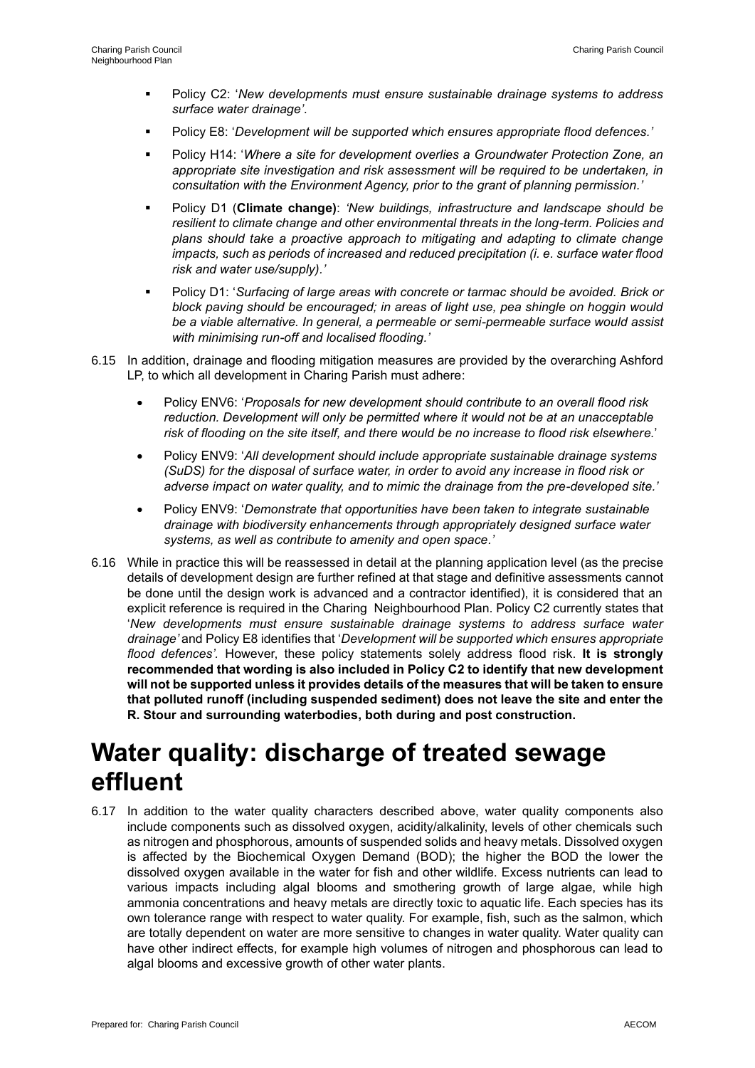- Policy C2: '*New developments must ensure sustainable drainage systems to address surface water drainage'*.
- Policy E8: '*Development will be supported which ensures appropriate flood defences.'*
- Policy H14: '*Where a site for development overlies a Groundwater Protection Zone, an appropriate site investigation and risk assessment will be required to be undertaken, in consultation with the Environment Agency, prior to the grant of planning permission.'*
- Policy D1 (**Climate change)**: *'New buildings, infrastructure and landscape should be resilient to climate change and other environmental threats in the long-term. Policies and plans should take a proactive approach to mitigating and adapting to climate change impacts, such as periods of increased and reduced precipitation (i. e. surface water flood risk and water use/supply).'*
- Policy D1: '*Surfacing of large areas with concrete or tarmac should be avoided. Brick or block paving should be encouraged; in areas of light use, pea shingle on hoggin would be a viable alternative. In general, a permeable or semi-permeable surface would assist with minimising run-off and localised flooding.'*

6.15 In addition, drainage and flooding mitigation measures are provided by the overarching Ashford LP, to which all development in Charing Parish must adhere:

- Policy ENV6: '*Proposals for new development should contribute to an overall flood risk reduction. Development will only be permitted where it would not be at an unacceptable risk of flooding on the site itself, and there would be no increase to flood risk elsewhere.*'
- Policy ENV9: '*All development should include appropriate sustainable drainage systems (SuDS) for the disposal of surface water, in order to avoid any increase in flood risk or adverse impact on water quality, and to mimic the drainage from the pre-developed site.'*
- Policy ENV9: '*Demonstrate that opportunities have been taken to integrate sustainable drainage with biodiversity enhancements through appropriately designed surface water systems, as well as contribute to amenity and open space.'*

6.16 While in practice this will be reassessed in detail at the planning application level (as the precise details of development design are further refined at that stage and definitive assessments cannot be done until the design work is advanced and a contractor identified), it is considered that an explicit reference is required in the Charing Neighbourhood Plan. Policy C2 currently states that '*New developments must ensure sustainable drainage systems to address surface water drainage'* and Policy E8 identifies that '*Development will be supported which ensures appropriate flood defences'.* However, these policy statements solely address flood risk. **It is strongly recommended that wording is also included in Policy C2 to identify that new development will not be supported unless it provides details of the measures that will be taken to ensure that polluted runoff (including suspended sediment) does not leave the site and enter the R. Stour and surrounding waterbodies, both during and post construction.**

# Water quality: discharge of treated sewage effluent

6.17 In addition to the water quality characters described above, water quality components also include components such as dissolved oxygen, acidity/alkalinity, levels of other chemicals such as nitrogen and phosphorous, amounts of suspended solids and heavy metals. Dissolved oxygen is affected by the Biochemical Oxygen Demand (BOD); the higher the BOD the lower the dissolved oxygen available in the water for fish and other wildlife. Excess nutrients can lead to various impacts including algal blooms and smothering growth of large algae, while high ammonia concentrations and heavy metals are directly toxic to aquatic life. Each species has its own tolerance range with respect to water quality. For example, fish, such as the salmon, which are totally dependent on water are more sensitive to changes in water quality. Water quality can have other indirect effects, for example high volumes of nitrogen and phosphorous can lead to algal blooms and excessive growth of other water plants.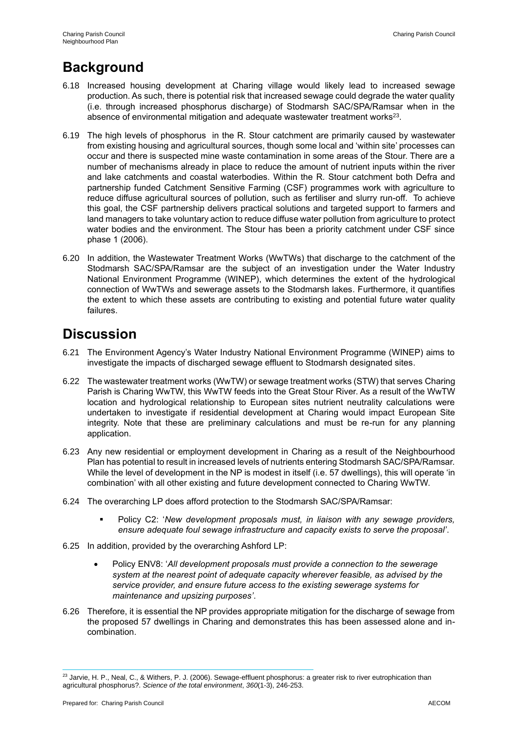## Background

6.18 Increased housing development at Charing village would likely lead to increased sewage production. As such, there is potential risk that increased sewage could degrade the water quality (i.e. through increased phosphorus discharge) of Stodmarsh SAC/SPA/Ramsar when in the absence of environmental mitigation and adequate wastewater treatment works[23].

6.19 The high levels of phosphorus in the R. Stour catchment are primarily caused by wastewater from existing housing and agricultural sources, though some local and 'within site' processes can occur and there is suspected mine waste contamination in some areas of the Stour. There are a number of mechanisms already in place to reduce the amount of nutrient inputs within the river and lake catchments and coastal waterbodies. Within the R. Stour catchment both Defra and partnership funded Catchment Sensitive Farming (CSF) programmes work with agriculture to reduce diffuse agricultural sources of pollution, such as fertiliser and slurry run-off. To achieve this goal, the CSF partnership delivers practical solutions and targeted support to farmers and land managers to take voluntary action to reduce diffuse water pollution from agriculture to protect water bodies and the environment. The Stour has been a priority catchment under CSF since phase 1 (2006).

6.20 In addition, the Wastewater Treatment Works (WwTWs) that discharge to the catchment of the Stodmarsh SAC/SPA/Ramsar are the subject of an investigation under the Water Industry National Environment Programme (WINEP), which determines the extent of the hydrological connection of WwTWs and sewerage assets to the Stodmarsh lakes. Furthermore, it quantifies the extent to which these assets are contributing to existing and potential future water quality failures.

## Discussion

6.21 The Environment Agency's Water Industry National Environment Programme (WINEP) aims to investigate the impacts of discharged sewage effluent to Stodmarsh designated sites.

6.22 The wastewater treatment works (WwTW) or sewage treatment works (STW) that serves Charing Parish is Charing WwTW, this WwTW feeds into the Great Stour River. As a result of the WwTW location and hydrological relationship to European sites nutrient neutrality calculations were undertaken to investigate if residential development at Charing would impact European Site integrity. Note that these are preliminary calculations and must be re-run for any planning application.

6.23 Any new residential or employment development in Charing as a result of the Neighbourhood Plan has potential to result in increased levels of nutrients entering Stodmarsh SAC/SPA/Ramsar. While the level of development in the NP is modest in itself (i.e. 57 dwellings), this will operate 'in combination' with all other existing and future development connected to Charing WwTW.

6.24 The overarching LP does afford protection to the Stodmarsh SAC/SPA/Ramsar:

- Policy C2: '*New development proposals must, in liaison with any sewage providers, ensure adequate foul sewage infrastructure and capacity exists to serve the proposal*'.

6.25 In addition, provided by the overarching Ashford LP:

- Policy ENV8: '*All development proposals must provide a connection to the sewerage system at the nearest point of adequate capacity wherever feasible, as advised by the service provider, and ensure future access to the existing sewerage systems for maintenance and upsizing purposes*'.

6.26 Therefore, it is essential the NP provides appropriate mitigation for the discharge of sewage from the proposed 57 dwellings in Charing and demonstrates this has been assessed alone and in-combination.

[23] Jarvie, H. P., Neal, C., & Withers, P. J. (2006). Sewage-effluent phosphorus: a greater risk to river eutrophication than agricultural phosphorus?. *Science of the total environment*, *360*(1-3), 246-253.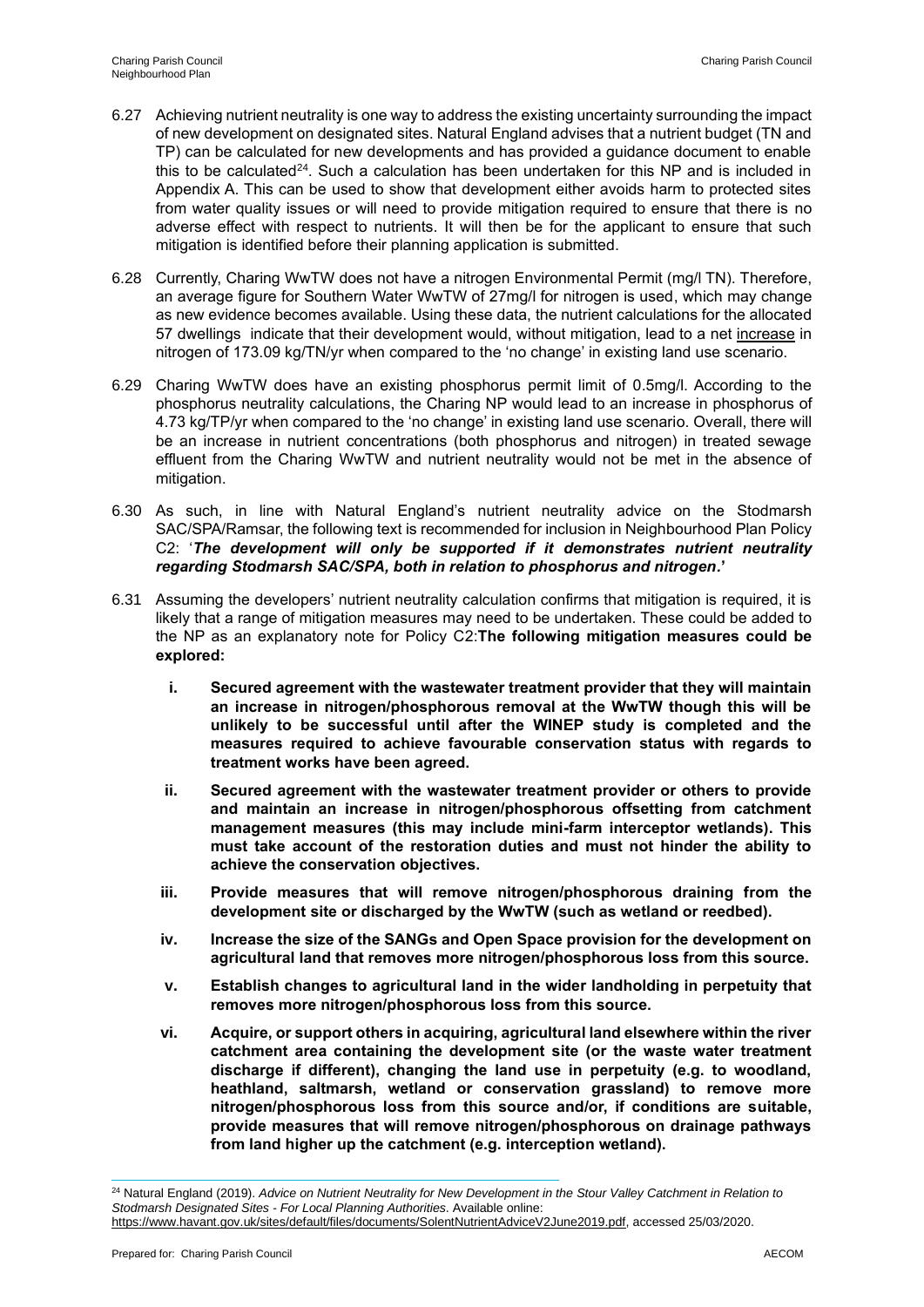6.27 Achieving nutrient neutrality is one way to address the existing uncertainty surrounding the impact of new development on designated sites. Natural England advises that a nutrient budget (TN and TP) can be calculated for new developments and has provided a guidance document to enable this to be calculated[24]. Such a calculation has been undertaken for this NP and is included in Appendix A. This can be used to show that development either avoids harm to protected sites from water quality issues or will need to provide mitigation required to ensure that there is no adverse effect with respect to nutrients. It will then be for the applicant to ensure that such mitigation is identified before their planning application is submitted.

6.28 Currently, Charing WwTW does not have a nitrogen Environmental Permit (mg/l TN). Therefore, an average figure for Southern Water WwTW of 27mg/l for nitrogen is used, which may change as new evidence becomes available. Using these data, the nutrient calculations for the allocated 57 dwellings indicate that their development would, without mitigation, lead to a net increase in nitrogen of 173.09 kg/TN/yr when compared to the 'no change' in existing land use scenario.

6.29 Charing WwTW does have an existing phosphorus permit limit of 0.5mg/l. According to the phosphorus neutrality calculations, the Charing NP would lead to an increase in phosphorus of 4.73 kg/TP/yr when compared to the 'no change' in existing land use scenario. Overall, there will be an increase in nutrient concentrations (both phosphorus and nitrogen) in treated sewage effluent from the Charing WwTW and nutrient neutrality would not be met in the absence of mitigation.

6.30 As such, in line with Natural England's nutrient neutrality advice on the Stodmarsh SAC/SPA/Ramsar, the following text is recommended for inclusion in Neighbourhood Plan Policy C2: '***The development will only be supported if it demonstrates nutrient neutrality regarding Stodmarsh SAC/SPA, both in relation to phosphorus and nitrogen.***'

6.31 Assuming the developers' nutrient neutrality calculation confirms that mitigation is required, it is likely that a range of mitigation measures may need to be undertaken. These could be added to the NP as an explanatory note for Policy C2:**The following mitigation measures could be explored:**

- **i. Secured agreement with the wastewater treatment provider that they will maintain an increase in nitrogen/phosphorous removal at the WwTW though this will be unlikely to be successful until after the WINEP study is completed and the measures required to achieve favourable conservation status with regards to treatment works have been agreed.**
- **ii. Secured agreement with the wastewater treatment provider or others to provide and maintain an increase in nitrogen/phosphorous offsetting from catchment management measures (this may include mini-farm interceptor wetlands). This must take account of the restoration duties and must not hinder the ability to achieve the conservation objectives.**
- **iii. Provide measures that will remove nitrogen/phosphorous draining from the development site or discharged by the WwTW (such as wetland or reedbed).**
- **iv. Increase the size of the SANGs and Open Space provision for the development on agricultural land that removes more nitrogen/phosphorous loss from this source.**
- **v. Establish changes to agricultural land in the wider landholding in perpetuity that removes more nitrogen/phosphorous loss from this source.**
- **vi. Acquire, or support others in acquiring, agricultural land elsewhere within the river catchment area containing the development site (or the waste water treatment discharge if different), changing the land use in perpetuity (e.g. to woodland, heathland, saltmarsh, wetland or conservation grassland) to remove more nitrogen/phosphorous loss from this source and/or, if conditions are suitable, provide measures that will remove nitrogen/phosphorous on drainage pathways from land higher up the catchment (e.g. interception wetland).**

[24] Natural England (2019). *Advice on Nutrient Neutrality for New Development in the Stour Valley Catchment in Relation to Stodmarsh Designated Sites - For Local Planning Authorities*. Available online: https://www.havant.gov.uk/sites/default/files/documents/SolentNutrientAdviceV2June2019.pdf, accessed 25/03/2020.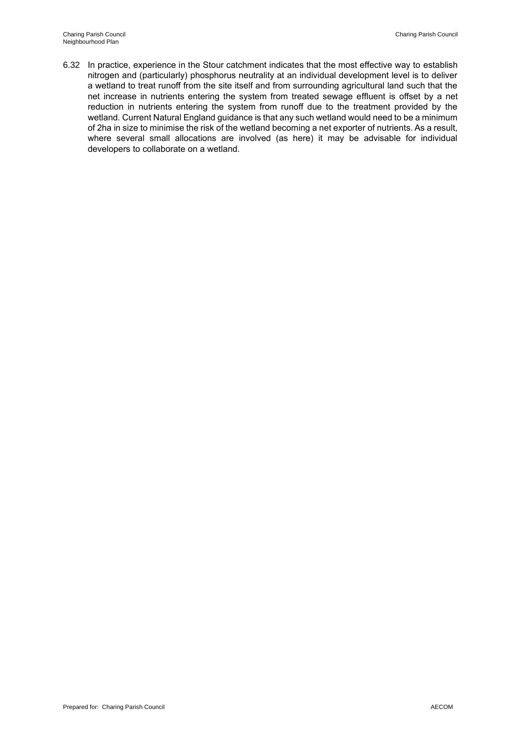6.32 In practice, experience in the Stour catchment indicates that the most effective way to establish nitrogen and (particularly) phosphorus neutrality at an individual development level is to deliver a wetland to treat runoff from the site itself and from surrounding agricultural land such that the net increase in nutrients entering the system from treated sewage effluent is offset by a net reduction in nutrients entering the system from runoff due to the treatment provided by the wetland. Current Natural England guidance is that any such wetland would need to be a minimum of 2ha in size to minimise the risk of the wetland becoming a net exporter of nutrients. As a result, where several small allocations are involved (as here) it may be advisable for individual developers to collaborate on a wetland.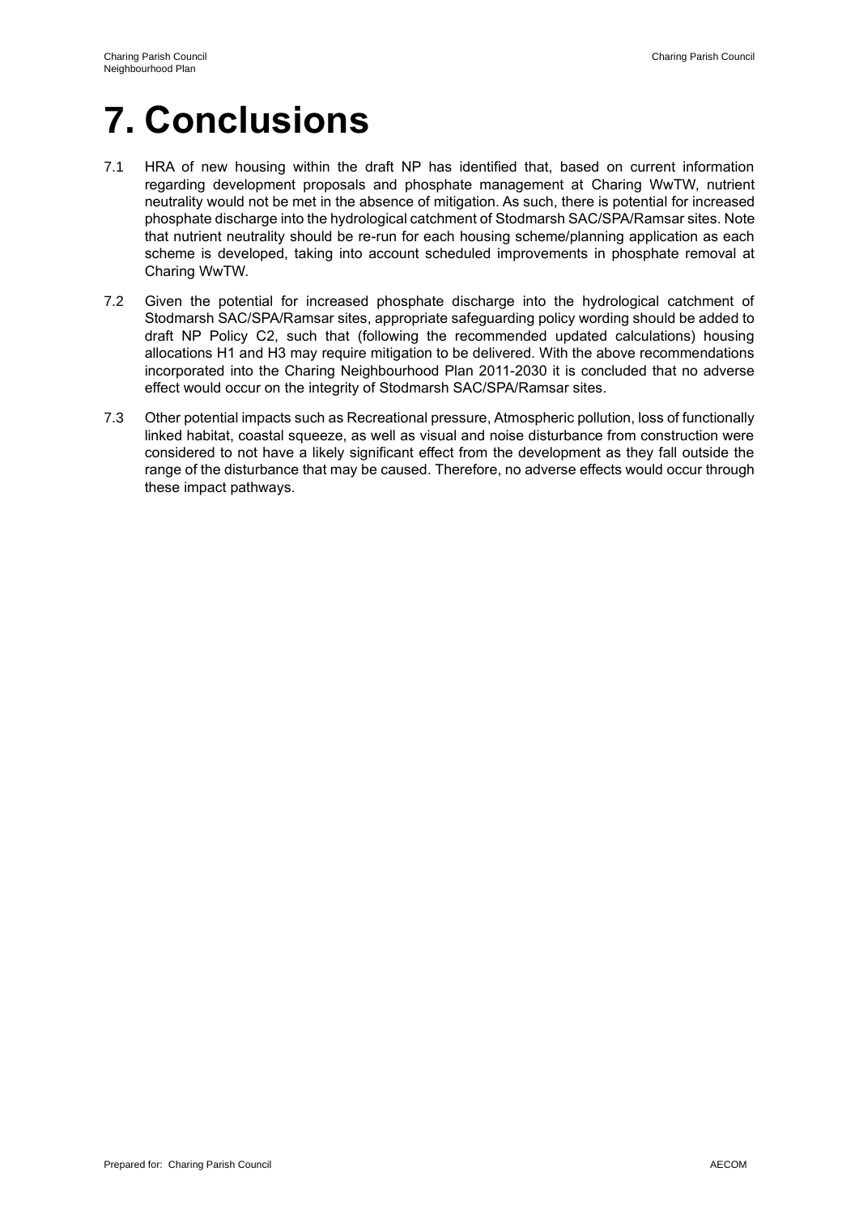# 7. Conclusions

7.1 HRA of new housing within the draft NP has identified that, based on current information regarding development proposals and phosphate management at Charing WwTW, nutrient neutrality would not be met in the absence of mitigation. As such, there is potential for increased phosphate discharge into the hydrological catchment of Stodmarsh SAC/SPA/Ramsar sites. Note that nutrient neutrality should be re-run for each housing scheme/planning application as each scheme is developed, taking into account scheduled improvements in phosphate removal at Charing WwTW.

7.2 Given the potential for increased phosphate discharge into the hydrological catchment of Stodmarsh SAC/SPA/Ramsar sites, appropriate safeguarding policy wording should be added to draft NP Policy C2, such that (following the recommended updated calculations) housing allocations H1 and H3 may require mitigation to be delivered. With the above recommendations incorporated into the Charing Neighbourhood Plan 2011-2030 it is concluded that no adverse effect would occur on the integrity of Stodmarsh SAC/SPA/Ramsar sites.

7.3 Other potential impacts such as Recreational pressure, Atmospheric pollution, loss of functionally linked habitat, coastal squeeze, as well as visual and noise disturbance from construction were considered to not have a likely significant effect from the development as they fall outside the range of the disturbance that may be caused. Therefore, no adverse effects would occur through these impact pathways.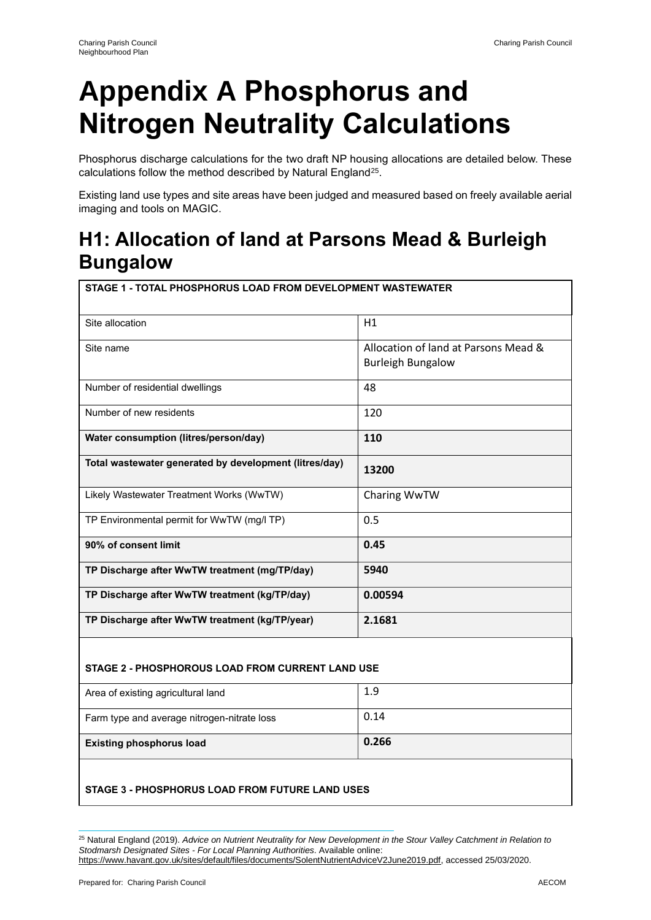# Appendix A Phosphorus and Nitrogen Neutrality Calculations

Phosphorus discharge calculations for the two draft NP housing allocations are detailed below. These calculations follow the method described by Natural England[25].

Existing land use types and site areas have been judged and measured based on freely available aerial imaging and tools on MAGIC.

## H1: Allocation of land at Parsons Mead & Burleigh Bungalow

| STAGE 1 - TOTAL PHOSPHORUS LOAD FROM DEVELOPMENT WASTEWATER | |
|---|---|
| Site allocation | H1 |
| Site name | Allocation of land at Parsons Mead & Burleigh Bungalow |
| Number of residential dwellings | 48 |
| Number of new residents | 120 |
| **Water consumption (litres/person/day)** | **110** |
| **Total wastewater generated by development (litres/day)** | **13200** |
| Likely Wastewater Treatment Works (WwTW) | Charing WwTW |
| TP Environmental permit for WwTW (mg/l TP) | 0.5 |
| **90% of consent limit** | **0.45** |
| **TP Discharge after WwTW treatment (mg/TP/day)** | **5940** |
| **TP Discharge after WwTW treatment (kg/TP/day)** | **0.00594** |
| **TP Discharge after WwTW treatment (kg/TP/year)** | **2.1681** |
| **STAGE 2 - PHOSPHOROUS LOAD FROM CURRENT LAND USE** | |
| Area of existing agricultural land | 1.9 |
| Farm type and average nitrogen-nitrate loss | 0.14 |
| **Existing phosphorus load** | **0.266** |
| **STAGE 3 - PHOSPHORUS LOAD FROM FUTURE LAND USES** | |

[25] Natural England (2019). *Advice on Nutrient Neutrality for New Development in the Stour Valley Catchment in Relation to Stodmarsh Designated Sites - For Local Planning Authorities*. Available online: https://www.havant.gov.uk/sites/default/files/documents/SolentNutrientAdviceV2June2019.pdf, accessed 25/03/2020.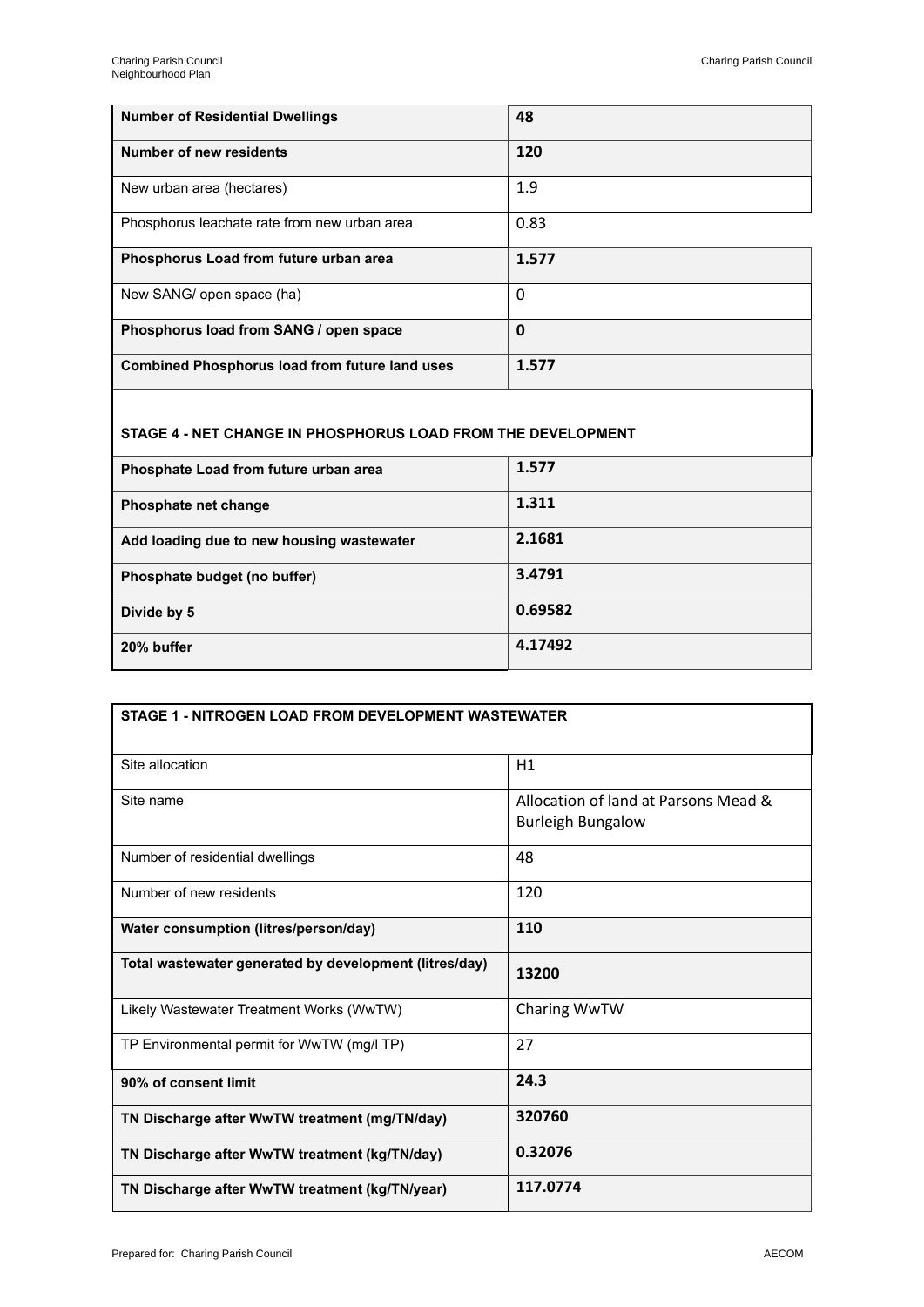| **Number of Residential Dwellings** | **48** |
|---|---|
| **Number of new residents** | **120** |
| New urban area (hectares) | 1.9 |
| Phosphorus leachate rate from new urban area | 0.83 |
| **Phosphorus Load from future urban area** | **1.577** |
| New SANG/ open space (ha) | 0 |
| **Phosphorus load from SANG / open space** | **0** |
| **Combined Phosphorus load from future land uses** | **1.577** |

| **STAGE 4 - NET CHANGE IN PHOSPHORUS LOAD FROM THE DEVELOPMENT** | |
|---|---|
| **Phosphate Load from future urban area** | **1.577** |
| **Phosphate net change** | **1.311** |
| **Add loading due to new housing wastewater** | **2.1681** |
| **Phosphate budget (no buffer)** | **3.4791** |
| **Divide by 5** | **0.69582** |
| **20% buffer** | **4.17492** |

| **STAGE 1 - NITROGEN LOAD FROM DEVELOPMENT WASTEWATER** | |
|---|---|
| Site allocation | H1 |
| Site name | Allocation of land at Parsons Mead & Burleigh Bungalow |
| Number of residential dwellings | 48 |
| Number of new residents | 120 |
| **Water consumption (litres/person/day)** | **110** |
| **Total wastewater generated by development (litres/day)** | **13200** |
| Likely Wastewater Treatment Works (WwTW) | Charing WwTW |
| TP Environmental permit for WwTW (mg/l TP) | 27 |
| **90% of consent limit** | **24.3** |
| **TN Discharge after WwTW treatment (mg/TN/day)** | **320760** |
| **TN Discharge after WwTW treatment (kg/TN/day)** | **0.32076** |
| **TN Discharge after WwTW treatment (kg/TN/year)** | **117.0774** |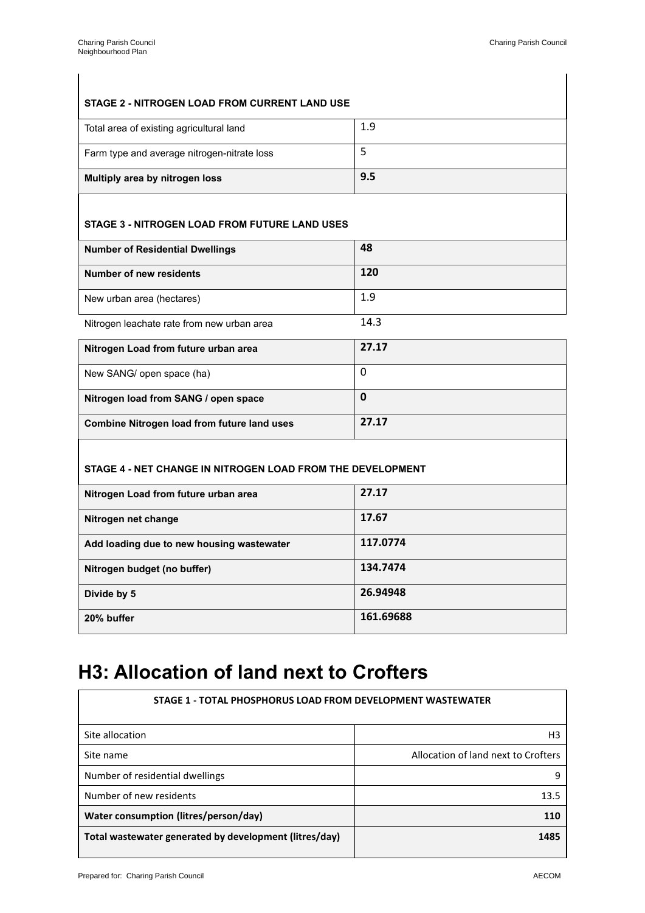| STAGE 2 - NITROGEN LOAD FROM CURRENT LAND USE | |
|---|---|
| Total area of existing agricultural land | 1.9 |
| Farm type and average nitrogen-nitrate loss | 5 |
| **Multiply area by nitrogen loss** | **9.5** |

| STAGE 3 - NITROGEN LOAD FROM FUTURE LAND USES | |
|---|---|
| **Number of Residential Dwellings** | **48** |
| **Number of new residents** | **120** |
| New urban area (hectares) | 1.9 |
| Nitrogen leachate rate from new urban area | 14.3 |
| **Nitrogen Load from future urban area** | **27.17** |
| New SANG/ open space (ha) | 0 |
| **Nitrogen load from SANG / open space** | **0** |
| **Combine Nitrogen load from future land uses** | **27.17** |

| STAGE 4 - NET CHANGE IN NITROGEN LOAD FROM THE DEVELOPMENT | |
|---|---|
| **Nitrogen Load from future urban area** | **27.17** |
| **Nitrogen net change** | **17.67** |
| **Add loading due to new housing wastewater** | **117.0774** |
| **Nitrogen budget (no buffer)** | **134.7474** |
| **Divide by 5** | **26.94948** |
| **20% buffer** | **161.69688** |

# H3: Allocation of land next to Crofters

| STAGE 1 - TOTAL PHOSPHORUS LOAD FROM DEVELOPMENT WASTEWATER | |
|---|---|
| Site allocation | H3 |
| Site name | Allocation of land next to Crofters |
| Number of residential dwellings | 9 |
| Number of new residents | 13.5 |
| **Water consumption (litres/person/day)** | **110** |
| **Total wastewater generated by development (litres/day)** | **1485** |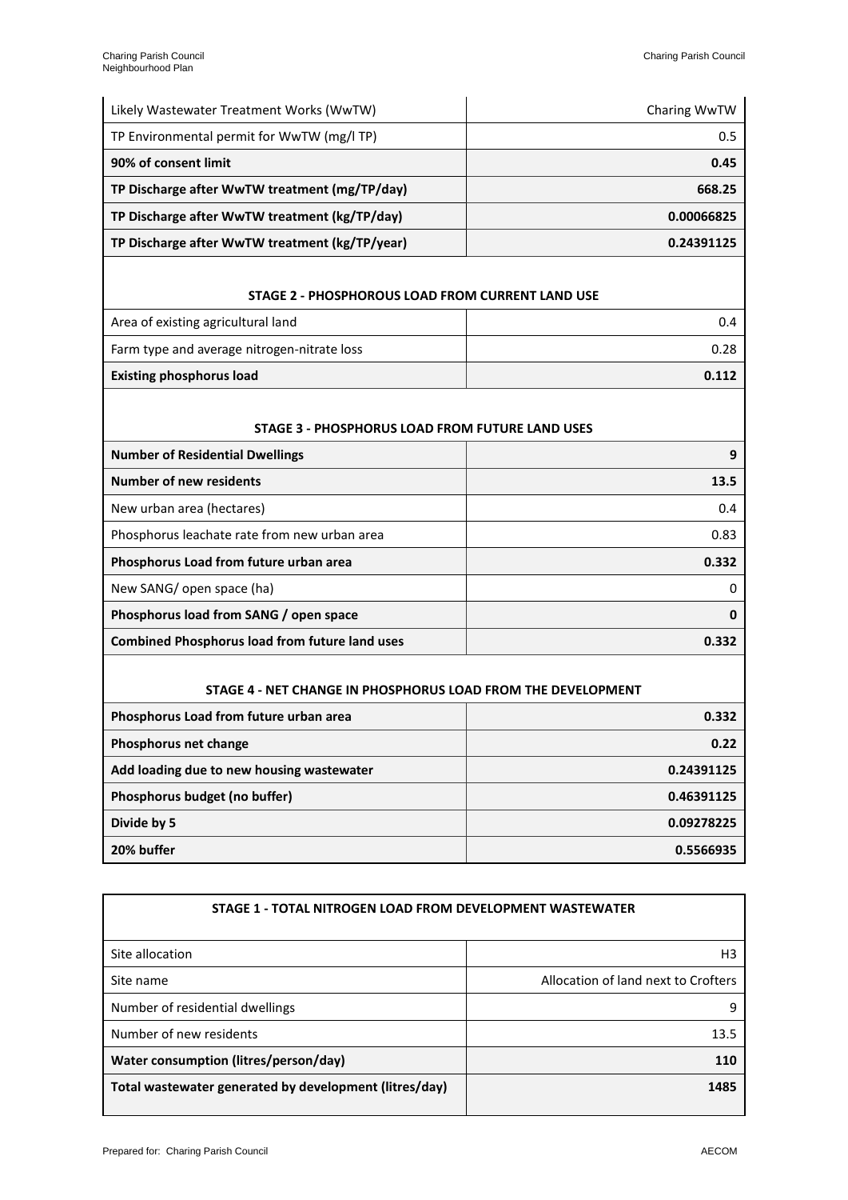| | |
|---|---|
| Likely Wastewater Treatment Works (WwTW) | Charing WwTW |
| TP Environmental permit for WwTW (mg/l TP) | 0.5 |
| **90% of consent limit** | **0.45** |
| **TP Discharge after WwTW treatment (mg/TP/day)** | **668.25** |
| **TP Discharge after WwTW treatment (kg/TP/day)** | **0.00066825** |
| **TP Discharge after WwTW treatment (kg/TP/year)** | **0.24391125** |

| STAGE 2 - PHOSPHOROUS LOAD FROM CURRENT LAND USE | |
|---|---|
| Area of existing agricultural land | 0.4 |
| Farm type and average nitrogen-nitrate loss | 0.28 |
| **Existing phosphorus load** | **0.112** |

| STAGE 3 - PHOSPHORUS LOAD FROM FUTURE LAND USES | |
|---|---|
| **Number of Residential Dwellings** | **9** |
| **Number of new residents** | **13.5** |
| New urban area (hectares) | 0.4 |
| Phosphorus leachate rate from new urban area | 0.83 |
| **Phosphorus Load from future urban area** | **0.332** |
| New SANG/ open space (ha) | 0 |
| **Phosphorus load from SANG / open space** | **0** |
| **Combined Phosphorus load from future land uses** | **0.332** |

| STAGE 4 - NET CHANGE IN PHOSPHORUS LOAD FROM THE DEVELOPMENT | |
|---|---|
| **Phosphorus Load from future urban area** | **0.332** |
| **Phosphorus net change** | **0.22** |
| **Add loading due to new housing wastewater** | **0.24391125** |
| **Phosphorus budget (no buffer)** | **0.46391125** |
| **Divide by 5** | **0.09278225** |
| **20% buffer** | **0.5566935** |

| STAGE 1 - TOTAL NITROGEN LOAD FROM DEVELOPMENT WASTEWATER | |
|---|---|
| Site allocation | H3 |
| Site name | Allocation of land next to Crofters |
| Number of residential dwellings | 9 |
| Number of new residents | 13.5 |
| **Water consumption (litres/person/day)** | **110** |
| **Total wastewater generated by development (litres/day)** | **1485** |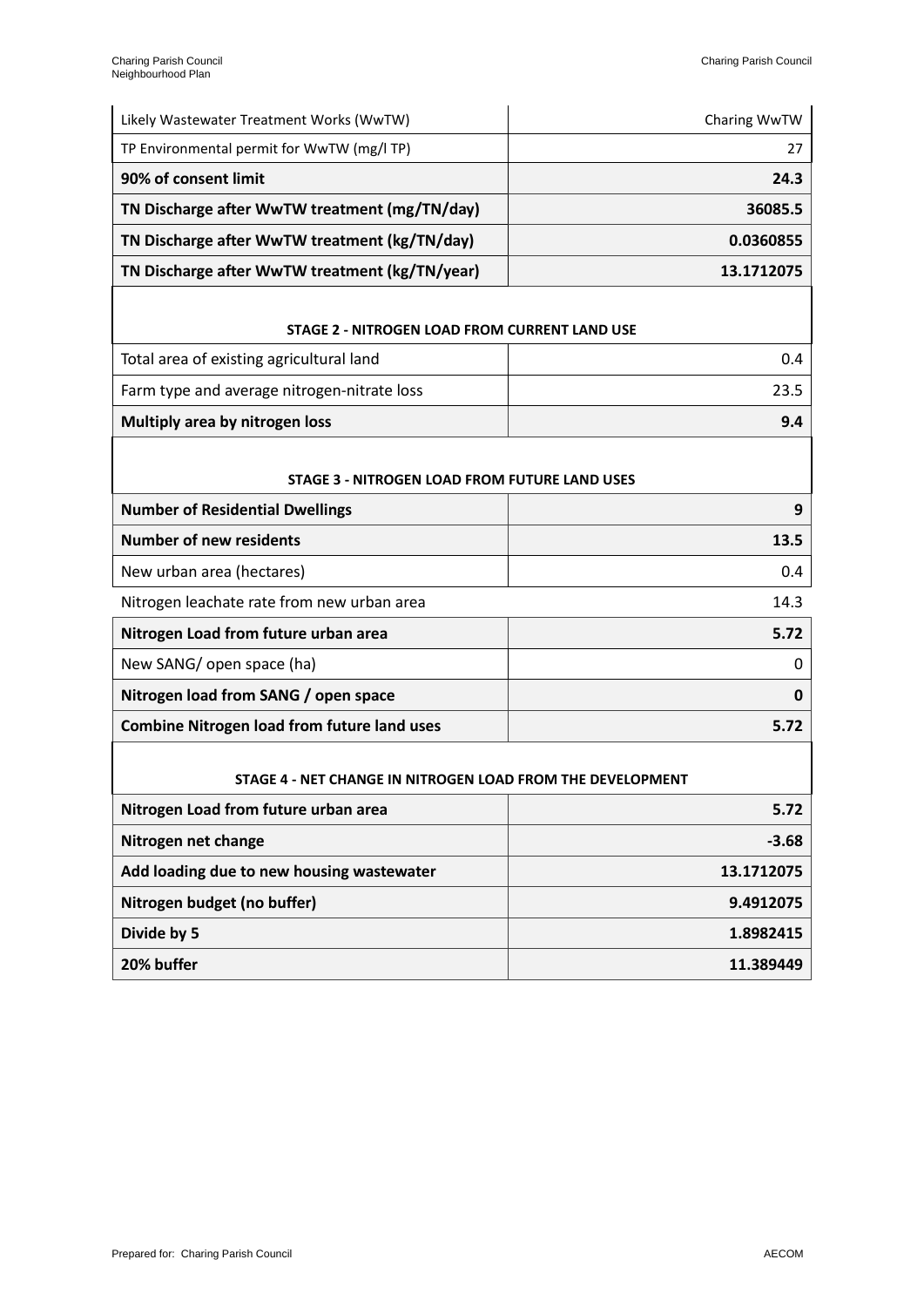| | |
|---|---|
| Likely Wastewater Treatment Works (WwTW) | Charing WwTW |
| TP Environmental permit for WwTW (mg/l TP) | 27 |
| **90% of consent limit** | **24.3** |
| **TN Discharge after WwTW treatment (mg/TN/day)** | **36085.5** |
| **TN Discharge after WwTW treatment (kg/TN/day)** | **0.0360855** |
| **TN Discharge after WwTW treatment (kg/TN/year)** | **13.1712075** |
| **STAGE 2 - NITROGEN LOAD FROM CURRENT LAND USE** | |
| Total area of existing agricultural land | 0.4 |
| Farm type and average nitrogen-nitrate loss | 23.5 |
| **Multiply area by nitrogen loss** | **9.4** |
| **STAGE 3 - NITROGEN LOAD FROM FUTURE LAND USES** | |
| **Number of Residential Dwellings** | **9** |
| **Number of new residents** | **13.5** |
| New urban area (hectares) | 0.4 |
| Nitrogen leachate rate from new urban area | 14.3 |
| **Nitrogen Load from future urban area** | **5.72** |
| New SANG/ open space (ha) | 0 |
| **Nitrogen load from SANG / open space** | **0** |
| **Combine Nitrogen load from future land uses** | **5.72** |
| **STAGE 4 - NET CHANGE IN NITROGEN LOAD FROM THE DEVELOPMENT** | |
| **Nitrogen Load from future urban area** | **5.72** |
| **Nitrogen net change** | **-3.68** |
| **Add loading due to new housing wastewater** | **13.1712075** |
| **Nitrogen budget (no buffer)** | **9.4912075** |
| **Divide by 5** | **1.8982415** |
| **20% buffer** | **11.389449** |